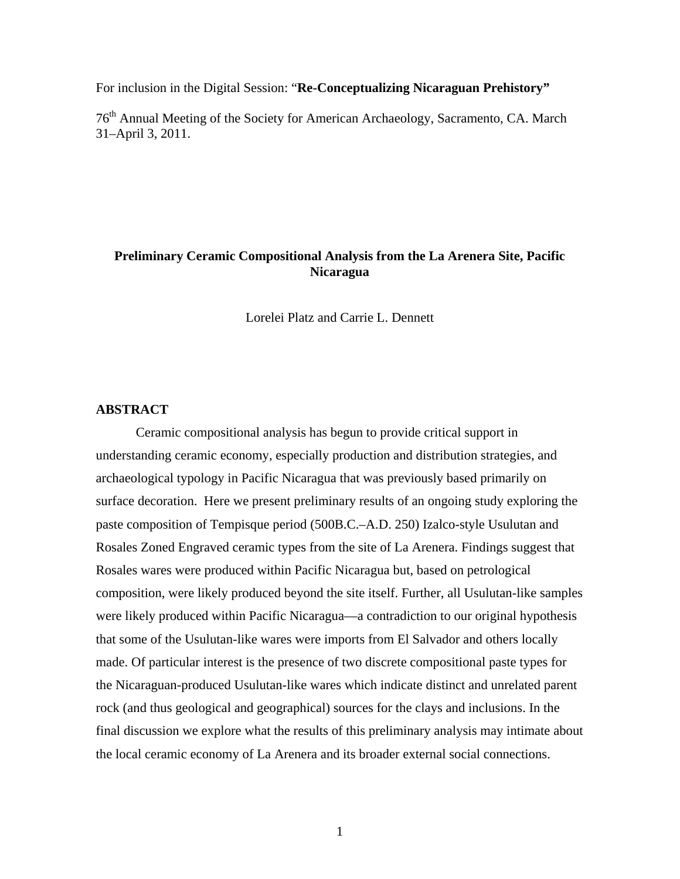For inclusion in the Digital Session: "**Re-Conceptualizing Nicaraguan Prehistory"**

76th Annual Meeting of the Society for American Archaeology, Sacramento, CA. March 31–April 3, 2011.

# Preliminary Ceramic Compositional Analysis from the La Arenera Site, Pacific Nicaragua

Lorelei Platz and Carrie L. Dennett

## ABSTRACT

Ceramic compositional analysis has begun to provide critical support in understanding ceramic economy, especially production and distribution strategies, and archaeological typology in Pacific Nicaragua that was previously based primarily on surface decoration. Here we present preliminary results of an ongoing study exploring the paste composition of Tempisque period (500B.C.–A.D. 250) Izalco-style Usulutan and Rosales Zoned Engraved ceramic types from the site of La Arenera. Findings suggest that Rosales wares were produced within Pacific Nicaragua but, based on petrological composition, were likely produced beyond the site itself. Further, all Usulutan-like samples were likely produced within Pacific Nicaragua—a contradiction to our original hypothesis that some of the Usulutan-like wares were imports from El Salvador and others locally made. Of particular interest is the presence of two discrete compositional paste types for the Nicaraguan-produced Usulutan-like wares which indicate distinct and unrelated parent rock (and thus geological and geographical) sources for the clays and inclusions. In the final discussion we explore what the results of this preliminary analysis may intimate about the local ceramic economy of La Arenera and its broader external social connections.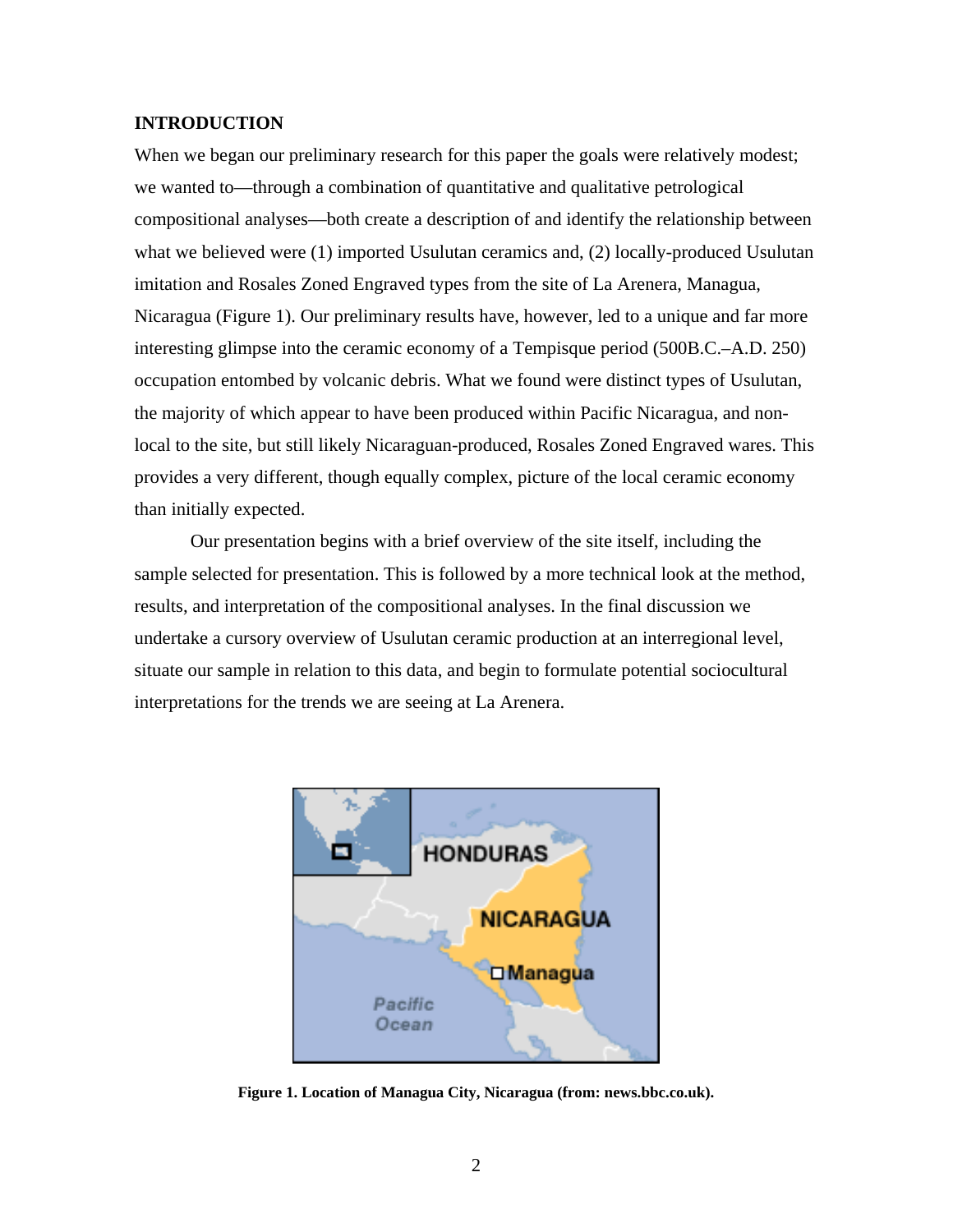## INTRODUCTION

When we began our preliminary research for this paper the goals were relatively modest; we wanted to—through a combination of quantitative and qualitative petrological compositional analyses—both create a description of and identify the relationship between what we believed were (1) imported Usulutan ceramics and, (2) locally-produced Usulutan imitation and Rosales Zoned Engraved types from the site of La Arenera, Managua, Nicaragua (Figure 1). Our preliminary results have, however, led to a unique and far more interesting glimpse into the ceramic economy of a Tempisque period (500B.C.–A.D. 250) occupation entombed by volcanic debris. What we found were distinct types of Usulutan, the majority of which appear to have been produced within Pacific Nicaragua, and non-local to the site, but still likely Nicaraguan-produced, Rosales Zoned Engraved wares. This provides a very different, though equally complex, picture of the local ceramic economy than initially expected.

Our presentation begins with a brief overview of the site itself, including the sample selected for presentation. This is followed by a more technical look at the method, results, and interpretation of the compositional analyses. In the final discussion we undertake a cursory overview of Usulutan ceramic production at an interregional level, situate our sample in relation to this data, and begin to formulate potential sociocultural interpretations for the trends we are seeing at La Arenera.

**Figure 1. Location of Managua City, Nicaragua (from: news.bbc.co.uk).**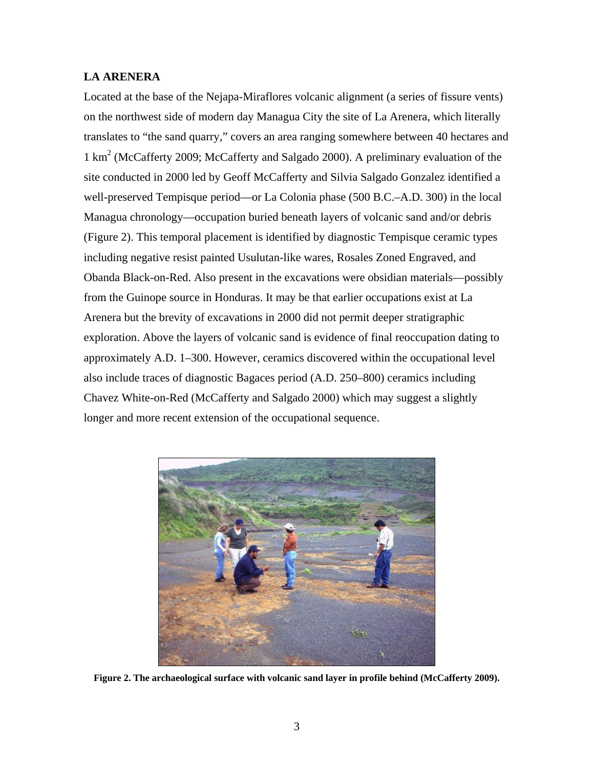## LA ARENERA

Located at the base of the Nejapa-Miraflores volcanic alignment (a series of fissure vents) on the northwest side of modern day Managua City the site of La Arenera, which literally translates to "the sand quarry," covers an area ranging somewhere between 40 hectares and 1 $km^2$ (McCafferty 2009; McCafferty and Salgado 2000). A preliminary evaluation of the site conducted in 2000 led by Geoff McCafferty and Silvia Salgado Gonzalez identified a well-preserved Tempisque period—or La Colonia phase (500 B.C.–A.D. 300) in the local Managua chronology—occupation buried beneath layers of volcanic sand and/or debris (Figure 2). This temporal placement is identified by diagnostic Tempisque ceramic types including negative resist painted Usulutan-like wares, Rosales Zoned Engraved, and Obanda Black-on-Red. Also present in the excavations were obsidian materials—possibly from the Guinope source in Honduras. It may be that earlier occupations exist at La Arenera but the brevity of excavations in 2000 did not permit deeper stratigraphic exploration. Above the layers of volcanic sand is evidence of final reoccupation dating to approximately A.D. 1–300. However, ceramics discovered within the occupational level also include traces of diagnostic Bagaces period (A.D. 250–800) ceramics including Chavez White-on-Red (McCafferty and Salgado 2000) which may suggest a slightly longer and more recent extension of the occupational sequence.

**Figure 2. The archaeological surface with volcanic sand layer in profile behind (McCafferty 2009).**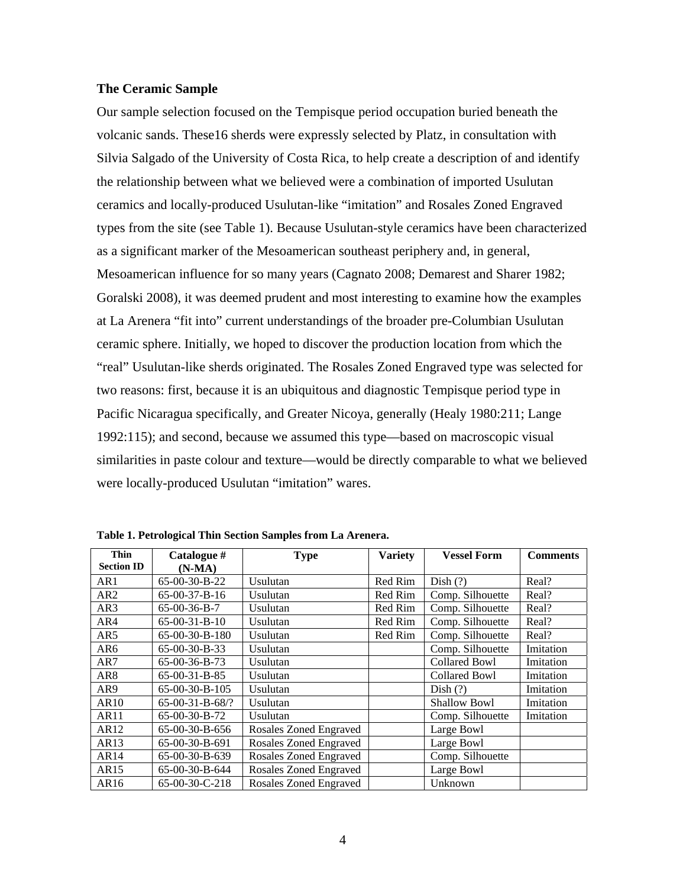### The Ceramic Sample

Our sample selection focused on the Tempisque period occupation buried beneath the volcanic sands. These16 sherds were expressly selected by Platz, in consultation with Silvia Salgado of the University of Costa Rica, to help create a description of and identify the relationship between what we believed were a combination of imported Usulutan ceramics and locally-produced Usulutan-like "imitation" and Rosales Zoned Engraved types from the site (see Table 1). Because Usulutan-style ceramics have been characterized as a significant marker of the Mesoamerican southeast periphery and, in general, Mesoamerican influence for so many years (Cagnato 2008; Demarest and Sharer 1982; Goralski 2008), it was deemed prudent and most interesting to examine how the examples at La Arenera "fit into" current understandings of the broader pre-Columbian Usulutan ceramic sphere. Initially, we hoped to discover the production location from which the "real" Usulutan-like sherds originated. The Rosales Zoned Engraved type was selected for two reasons: first, because it is an ubiquitous and diagnostic Tempisque period type in Pacific Nicaragua specifically, and Greater Nicoya, generally (Healy 1980:211; Lange 1992:115); and second, because we assumed this type—based on macroscopic visual similarities in paste colour and texture—would be directly comparable to what we believed were locally-produced Usulutan "imitation" wares.

**Table 1. Petrological Thin Section Samples from La Arenera.**

| Thin Section ID | Catalogue # (N-MA) | Type | Variety | Vessel Form | Comments |
|---|---|---|---|---|---|
| AR1 | 65-00-30-B-22 | Usulutan | Red Rim | Dish (?) | Real? |
| AR2 | 65-00-37-B-16 | Usulutan | Red Rim | Comp. Silhouette | Real? |
| AR3 | 65-00-36-B-7 | Usulutan | Red Rim | Comp. Silhouette | Real? |
| AR4 | 65-00-31-B-10 | Usulutan | Red Rim | Comp. Silhouette | Real? |
| AR5 | 65-00-30-B-180 | Usulutan | Red Rim | Comp. Silhouette | Real? |
| AR6 | 65-00-30-B-33 | Usulutan | | Comp. Silhouette | Imitation |
| AR7 | 65-00-36-B-73 | Usulutan | | Collared Bowl | Imitation |
| AR8 | 65-00-31-B-85 | Usulutan | | Collared Bowl | Imitation |
| AR9 | 65-00-30-B-105 | Usulutan | | Dish (?) | Imitation |
| AR10 | 65-00-31-B-68/? | Usulutan | | Shallow Bowl | Imitation |
| AR11 | 65-00-30-B-72 | Usulutan | | Comp. Silhouette | Imitation |
| AR12 | 65-00-30-B-656 | Rosales Zoned Engraved | | Large Bowl | |
| AR13 | 65-00-30-B-691 | Rosales Zoned Engraved | | Large Bowl | |
| AR14 | 65-00-30-B-639 | Rosales Zoned Engraved | | Comp. Silhouette | |
| AR15 | 65-00-30-B-644 | Rosales Zoned Engraved | | Large Bowl | |
| AR16 | 65-00-30-C-218 | Rosales Zoned Engraved | | Unknown | |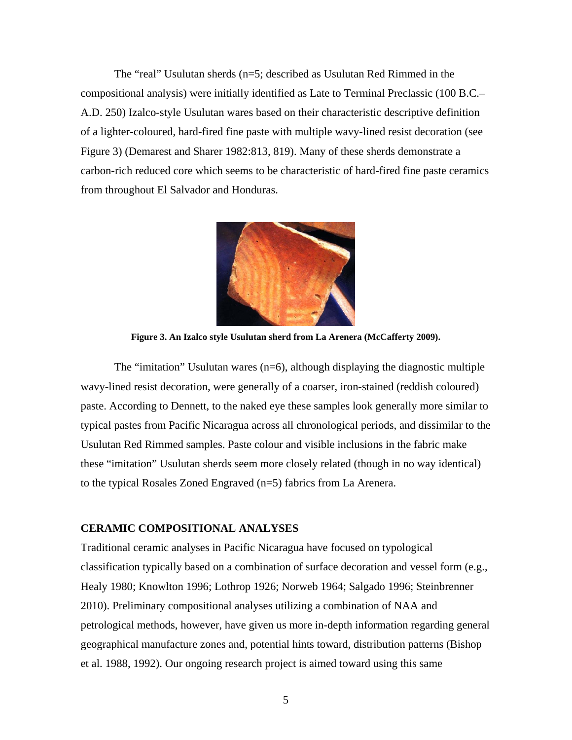The “real” Usulutan sherds (n=5; described as Usulutan Red Rimmed in the compositional analysis) were initially identified as Late to Terminal Preclassic (100 B.C.–A.D. 250) Izalco-style Usulutan wares based on their characteristic descriptive definition of a lighter-coloured, hard-fired fine paste with multiple wavy-lined resist decoration (see Figure 3) (Demarest and Sharer 1982:813, 819). Many of these sherds demonstrate a carbon-rich reduced core which seems to be characteristic of hard-fired fine paste ceramics from throughout El Salvador and Honduras.

**Figure 3. An Izalco style Usulutan sherd from La Arenera (McCafferty 2009).**

The “imitation” Usulutan wares (n=6), although displaying the diagnostic multiple wavy-lined resist decoration, were generally of a coarser, iron-stained (reddish coloured) paste. According to Dennett, to the naked eye these samples look generally more similar to typical pastes from Pacific Nicaragua across all chronological periods, and dissimilar to the Usulutan Red Rimmed samples. Paste colour and visible inclusions in the fabric make these “imitation” Usulutan sherds seem more closely related (though in no way identical) to the typical Rosales Zoned Engraved (n=5) fabrics from La Arenera.

## CERAMIC COMPOSITIONAL ANALYSES

Traditional ceramic analyses in Pacific Nicaragua have focused on typological classification typically based on a combination of surface decoration and vessel form (e.g., Healy 1980; Knowlton 1996; Lothrop 1926; Norweb 1964; Salgado 1996; Steinbrenner 2010). Preliminary compositional analyses utilizing a combination of NAA and petrological methods, however, have given us more in-depth information regarding general geographical manufacture zones and, potential hints toward, distribution patterns (Bishop et al. 1988, 1992). Our ongoing research project is aimed toward using this same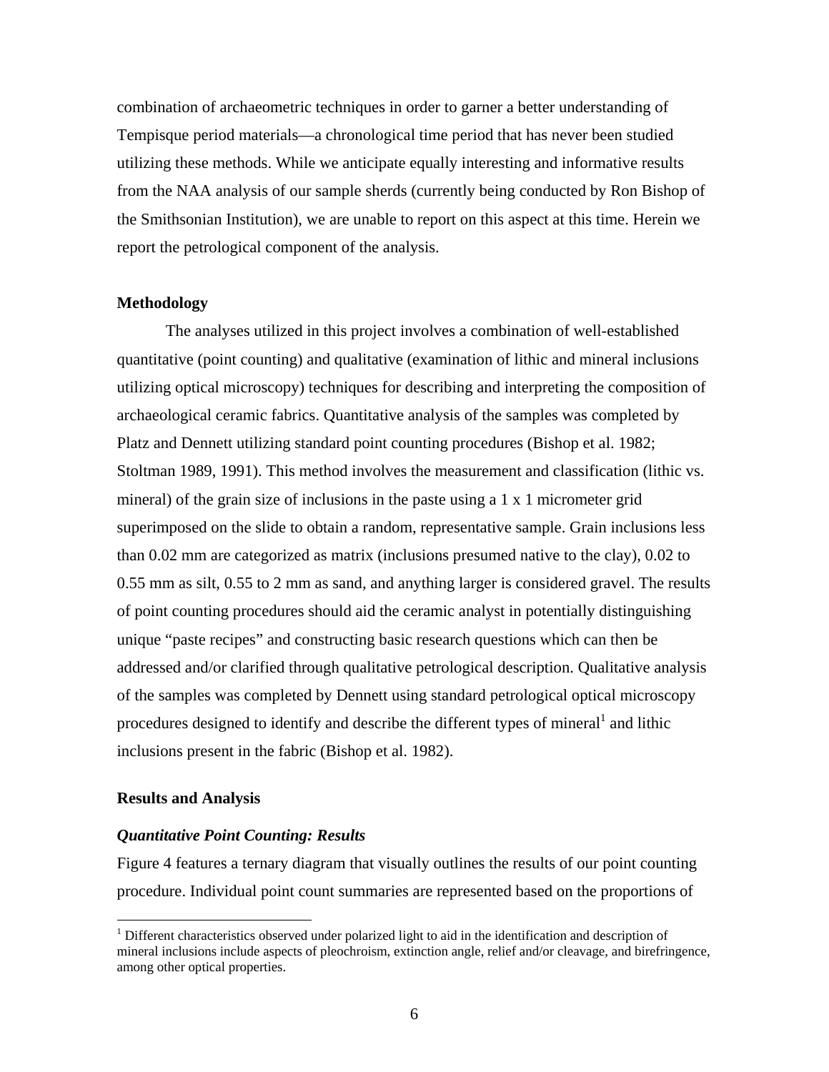combination of archaeometric techniques in order to garner a better understanding of Tempisque period materials—a chronological time period that has never been studied utilizing these methods. While we anticipate equally interesting and informative results from the NAA analysis of our sample sherds (currently being conducted by Ron Bishop of the Smithsonian Institution), we are unable to report on this aspect at this time. Herein we report the petrological component of the analysis.

## Methodology

The analyses utilized in this project involves a combination of well-established quantitative (point counting) and qualitative (examination of lithic and mineral inclusions utilizing optical microscopy) techniques for describing and interpreting the composition of archaeological ceramic fabrics. Quantitative analysis of the samples was completed by Platz and Dennett utilizing standard point counting procedures (Bishop et al. 1982; Stoltman 1989, 1991). This method involves the measurement and classification (lithic vs. mineral) of the grain size of inclusions in the paste using a 1 x 1 micrometer grid superimposed on the slide to obtain a random, representative sample. Grain inclusions less than 0.02 mm are categorized as matrix (inclusions presumed native to the clay), 0.02 to 0.55 mm as silt, 0.55 to 2 mm as sand, and anything larger is considered gravel. The results of point counting procedures should aid the ceramic analyst in potentially distinguishing unique "paste recipes" and constructing basic research questions which can then be addressed and/or clarified through qualitative petrological description. Qualitative analysis of the samples was completed by Dennett using standard petrological optical microscopy procedures designed to identify and describe the different types of mineral[1] and lithic inclusions present in the fabric (Bishop et al. 1982).

## Results and Analysis

### *Quantitative Point Counting: Results*

Figure 4 features a ternary diagram that visually outlines the results of our point counting procedure. Individual point count summaries are represented based on the proportions of

---

[1] Different characteristics observed under polarized light to aid in the identification and description of mineral inclusions include aspects of pleochroism, extinction angle, relief and/or cleavage, and birefringence, among other optical properties.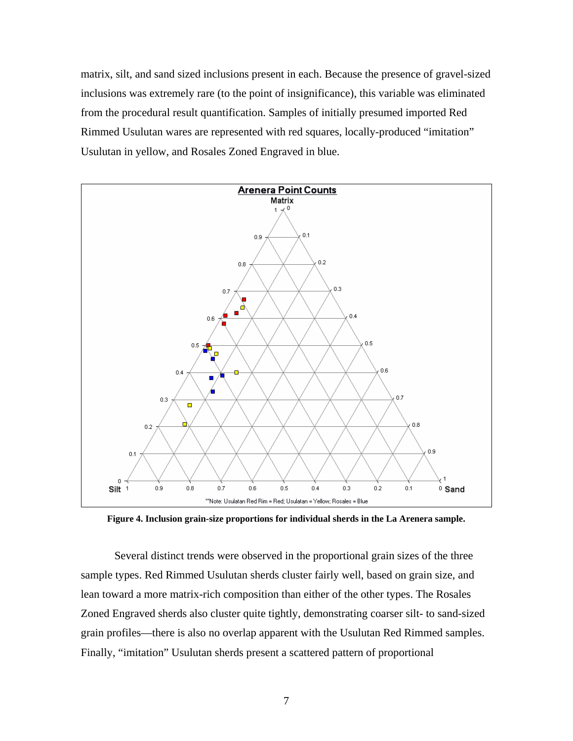matrix, silt, and sand sized inclusions present in each. Because the presence of gravel-sized inclusions was extremely rare (to the point of insignificance), this variable was eliminated from the procedural result quantification. Samples of initially presumed imported Red Rimmed Usulutan wares are represented with red squares, locally-produced "imitation" Usulutan in yellow, and Rosales Zoned Engraved in blue.

**Figure 4. Inclusion grain-size proportions for individual sherds in the La Arenera sample.**

Several distinct trends were observed in the proportional grain sizes of the three sample types. Red Rimmed Usulutan sherds cluster fairly well, based on grain size, and lean toward a more matrix-rich composition than either of the other types. The Rosales Zoned Engraved sherds also cluster quite tightly, demonstrating coarser silt- to sand-sized grain profiles—there is also no overlap apparent with the Usulutan Red Rimmed samples. Finally, "imitation" Usulutan sherds present a scattered pattern of proportional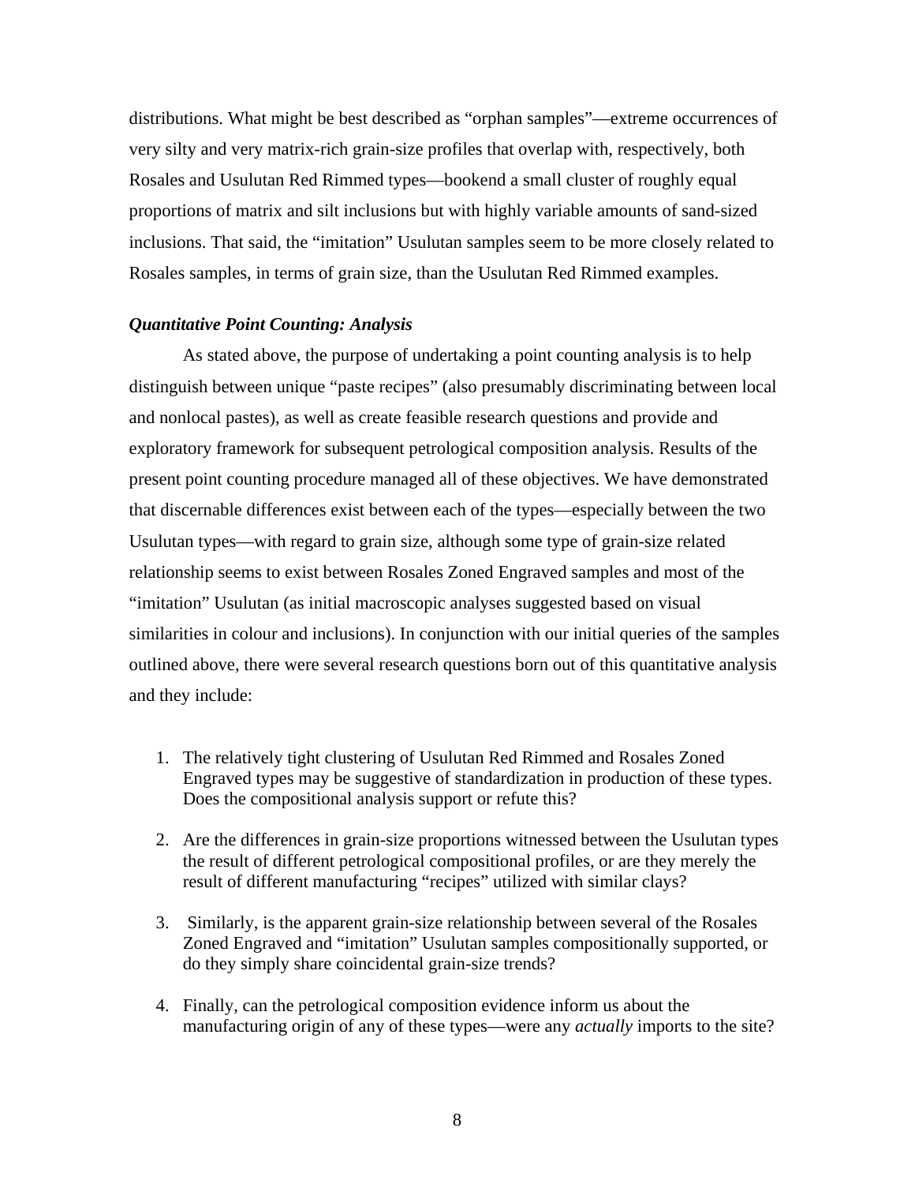distributions. What might be best described as "orphan samples"—extreme occurrences of very silty and very matrix-rich grain-size profiles that overlap with, respectively, both Rosales and Usulutan Red Rimmed types—bookend a small cluster of roughly equal proportions of matrix and silt inclusions but with highly variable amounts of sand-sized inclusions. That said, the "imitation" Usulutan samples seem to be more closely related to Rosales samples, in terms of grain size, than the Usulutan Red Rimmed examples.

### *Quantitative Point Counting: Analysis*

As stated above, the purpose of undertaking a point counting analysis is to help distinguish between unique "paste recipes" (also presumably discriminating between local and nonlocal pastes), as well as create feasible research questions and provide and exploratory framework for subsequent petrological composition analysis. Results of the present point counting procedure managed all of these objectives. We have demonstrated that discernable differences exist between each of the types—especially between the two Usulutan types—with regard to grain size, although some type of grain-size related relationship seems to exist between Rosales Zoned Engraved samples and most of the "imitation" Usulutan (as initial macroscopic analyses suggested based on visual similarities in colour and inclusions). In conjunction with our initial queries of the samples outlined above, there were several research questions born out of this quantitative analysis and they include:

1. The relatively tight clustering of Usulutan Red Rimmed and Rosales Zoned Engraved types may be suggestive of standardization in production of these types. Does the compositional analysis support or refute this?

2. Are the differences in grain-size proportions witnessed between the Usulutan types the result of different petrological compositional profiles, or are they merely the result of different manufacturing "recipes" utilized with similar clays?

3. Similarly, is the apparent grain-size relationship between several of the Rosales Zoned Engraved and "imitation" Usulutan samples compositionally supported, or do they simply share coincidental grain-size trends?

4. Finally, can the petrological composition evidence inform us about the manufacturing origin of any of these types—were any *actually* imports to the site?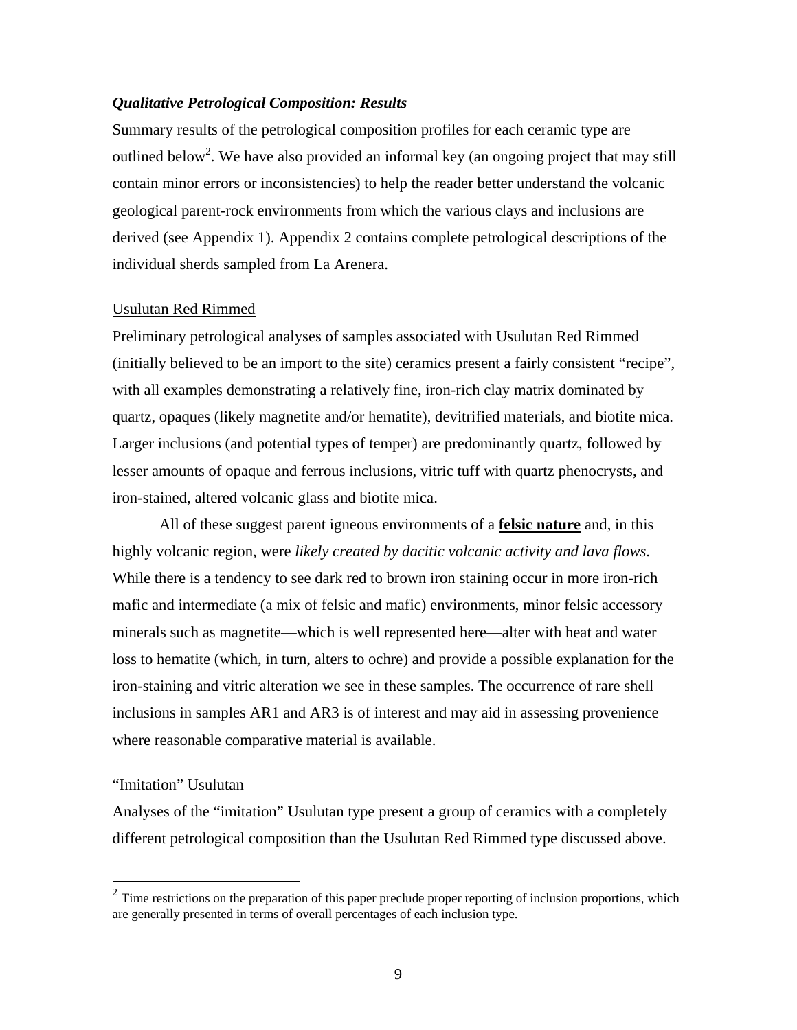### ***Qualitative Petrological Composition: Results***

Summary results of the petrological composition profiles for each ceramic type are outlined below[2]. We have also provided an informal key (an ongoing project that may still contain minor errors or inconsistencies) to help the reader better understand the volcanic geological parent-rock environments from which the various clays and inclusions are derived (see Appendix 1). Appendix 2 contains complete petrological descriptions of the individual sherds sampled from La Arenera.

<u>Usulutan Red Rimmed</u>

Preliminary petrological analyses of samples associated with Usulutan Red Rimmed (initially believed to be an import to the site) ceramics present a fairly consistent "recipe", with all examples demonstrating a relatively fine, iron-rich clay matrix dominated by quartz, opaques (likely magnetite and/or hematite), devitrified materials, and biotite mica. Larger inclusions (and potential types of temper) are predominantly quartz, followed by lesser amounts of opaque and ferrous inclusions, vitric tuff with quartz phenocrysts, and iron-stained, altered volcanic glass and biotite mica.

All of these suggest parent igneous environments of a <u>**felsic nature**</u> and, in this highly volcanic region, were *likely created by dacitic volcanic activity and lava flows*. While there is a tendency to see dark red to brown iron staining occur in more iron-rich mafic and intermediate (a mix of felsic and mafic) environments, minor felsic accessory minerals such as magnetite—which is well represented here—alter with heat and water loss to hematite (which, in turn, alters to ochre) and provide a possible explanation for the iron-staining and vitric alteration we see in these samples. The occurrence of rare shell inclusions in samples AR1 and AR3 is of interest and may aid in assessing provenience where reasonable comparative material is available.

<u>"Imitation" Usulutan</u>

Analyses of the "imitation" Usulutan type present a group of ceramics with a completely different petrological composition than the Usulutan Red Rimmed type discussed above.

---

[2] Time restrictions on the preparation of this paper preclude proper reporting of inclusion proportions, which are generally presented in terms of overall percentages of each inclusion type.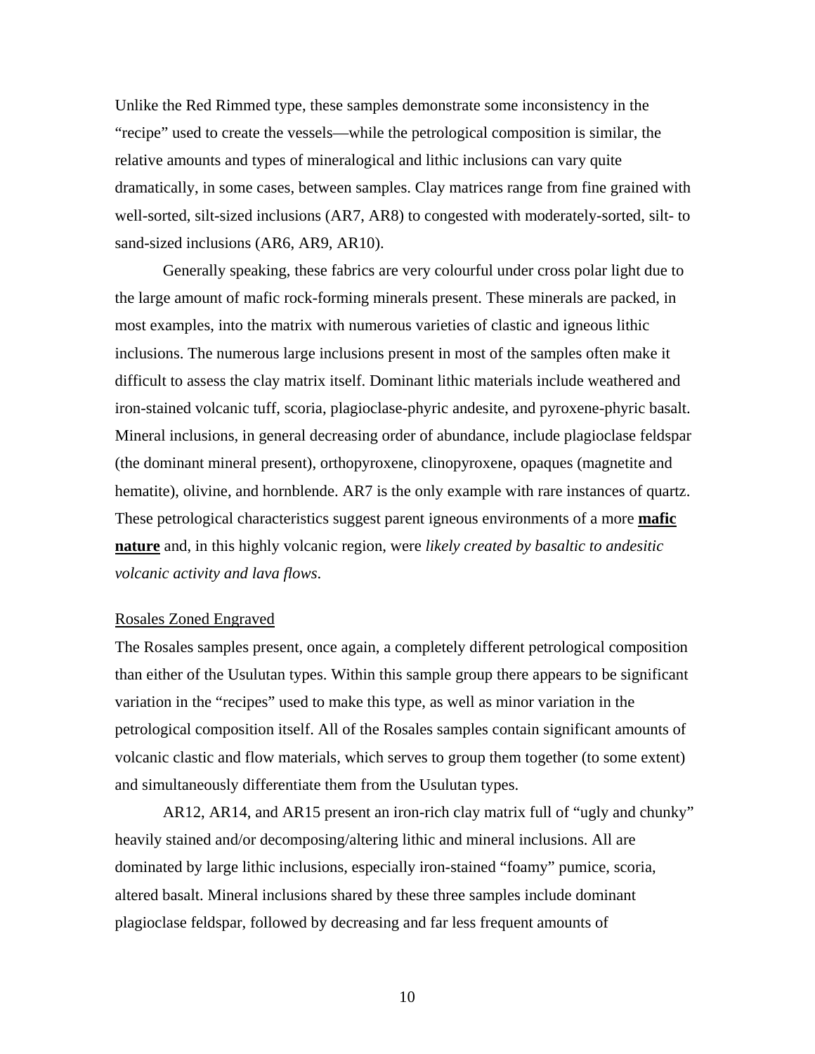Unlike the Red Rimmed type, these samples demonstrate some inconsistency in the "recipe" used to create the vessels—while the petrological composition is similar, the relative amounts and types of mineralogical and lithic inclusions can vary quite dramatically, in some cases, between samples. Clay matrices range from fine grained with well-sorted, silt-sized inclusions (AR7, AR8) to congested with moderately-sorted, silt- to sand-sized inclusions (AR6, AR9, AR10).

Generally speaking, these fabrics are very colourful under cross polar light due to the large amount of mafic rock-forming minerals present. These minerals are packed, in most examples, into the matrix with numerous varieties of clastic and igneous lithic inclusions. The numerous large inclusions present in most of the samples often make it difficult to assess the clay matrix itself. Dominant lithic materials include weathered and iron-stained volcanic tuff, scoria, plagioclase-phyric andesite, and pyroxene-phyric basalt. Mineral inclusions, in general decreasing order of abundance, include plagioclase feldspar (the dominant mineral present), orthopyroxene, clinopyroxene, opaques (magnetite and hematite), olivine, and hornblende. AR7 is the only example with rare instances of quartz. These petrological characteristics suggest parent igneous environments of a more **mafic nature** and, in this highly volcanic region, were *likely created by basaltic to andesitic volcanic activity and lava flows*.

Rosales Zoned Engraved

The Rosales samples present, once again, a completely different petrological composition than either of the Usulutan types. Within this sample group there appears to be significant variation in the "recipes" used to make this type, as well as minor variation in the petrological composition itself. All of the Rosales samples contain significant amounts of volcanic clastic and flow materials, which serves to group them together (to some extent) and simultaneously differentiate them from the Usulutan types.

AR12, AR14, and AR15 present an iron-rich clay matrix full of "ugly and chunky" heavily stained and/or decomposing/altering lithic and mineral inclusions. All are dominated by large lithic inclusions, especially iron-stained "foamy" pumice, scoria, altered basalt. Mineral inclusions shared by these three samples include dominant plagioclase feldspar, followed by decreasing and far less frequent amounts of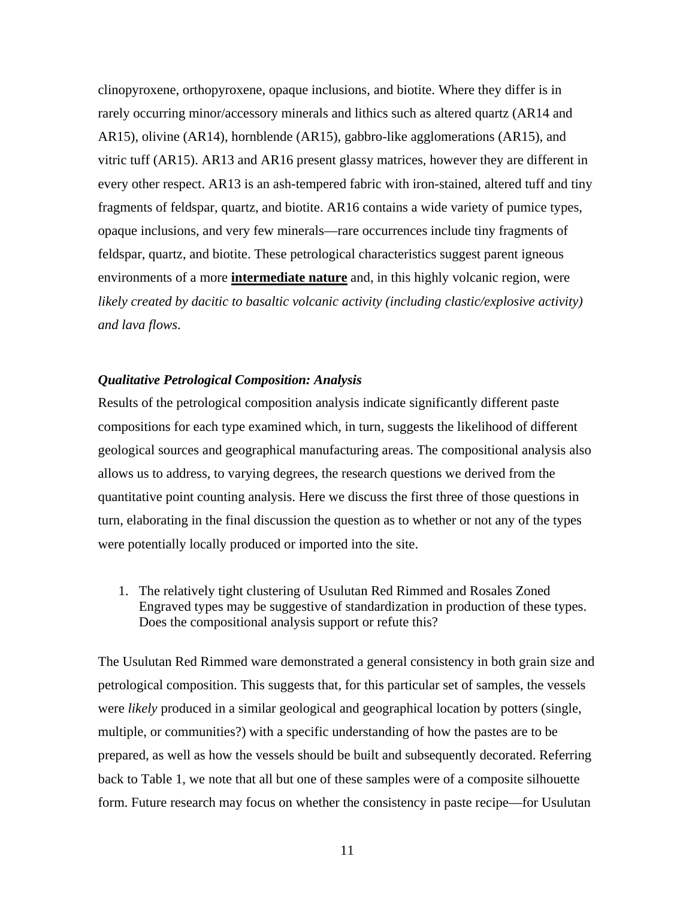clinopyroxene, orthopyroxene, opaque inclusions, and biotite. Where they differ is in rarely occurring minor/accessory minerals and lithics such as altered quartz (AR14 and AR15), olivine (AR14), hornblende (AR15), gabbro-like agglomerations (AR15), and vitric tuff (AR15). AR13 and AR16 present glassy matrices, however they are different in every other respect. AR13 is an ash-tempered fabric with iron-stained, altered tuff and tiny fragments of feldspar, quartz, and biotite. AR16 contains a wide variety of pumice types, opaque inclusions, and very few minerals—rare occurrences include tiny fragments of feldspar, quartz, and biotite. These petrological characteristics suggest parent igneous environments of a more <u>**intermediate nature**</u> and, in this highly volcanic region, were *likely created by dacitic to basaltic volcanic activity (including clastic/explosive activity) and lava flows*.

### *Qualitative Petrological Composition: Analysis*

Results of the petrological composition analysis indicate significantly different paste compositions for each type examined which, in turn, suggests the likelihood of different geological sources and geographical manufacturing areas. The compositional analysis also allows us to address, to varying degrees, the research questions we derived from the quantitative point counting analysis. Here we discuss the first three of those questions in turn, elaborating in the final discussion the question as to whether or not any of the types were potentially locally produced or imported into the site.

1. The relatively tight clustering of Usulutan Red Rimmed and Rosales Zoned Engraved types may be suggestive of standardization in production of these types. Does the compositional analysis support or refute this?

The Usulutan Red Rimmed ware demonstrated a general consistency in both grain size and petrological composition. This suggests that, for this particular set of samples, the vessels were *likely* produced in a similar geological and geographical location by potters (single, multiple, or communities?) with a specific understanding of how the pastes are to be prepared, as well as how the vessels should be built and subsequently decorated. Referring back to Table 1, we note that all but one of these samples were of a composite silhouette form. Future research may focus on whether the consistency in paste recipe—for Usulutan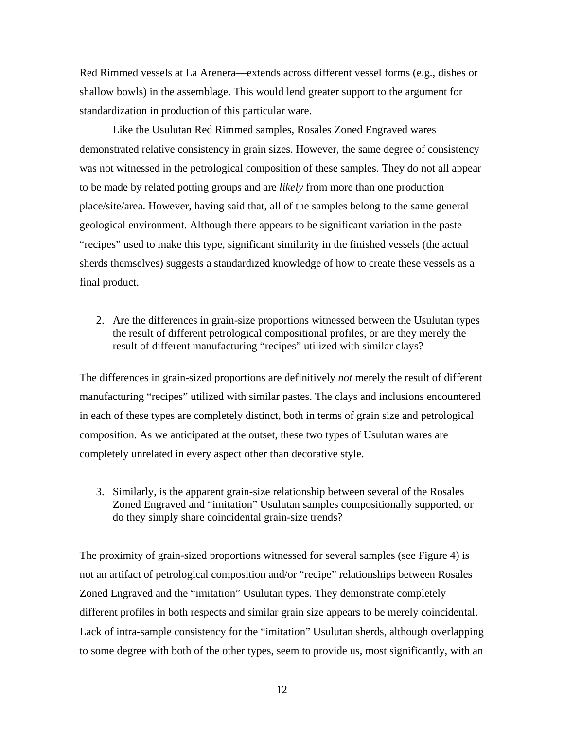Red Rimmed vessels at La Arenera—extends across different vessel forms (e.g., dishes or shallow bowls) in the assemblage. This would lend greater support to the argument for standardization in production of this particular ware.

Like the Usulutan Red Rimmed samples, Rosales Zoned Engraved wares demonstrated relative consistency in grain sizes. However, the same degree of consistency was not witnessed in the petrological composition of these samples. They do not all appear to be made by related potting groups and are *likely* from more than one production place/site/area. However, having said that, all of the samples belong to the same general geological environment. Although there appears to be significant variation in the paste "recipes" used to make this type, significant similarity in the finished vessels (the actual sherds themselves) suggests a standardized knowledge of how to create these vessels as a final product.

2. Are the differences in grain-size proportions witnessed between the Usulutan types the result of different petrological compositional profiles, or are they merely the result of different manufacturing "recipes" utilized with similar clays?

The differences in grain-sized proportions are definitively *not* merely the result of different manufacturing "recipes" utilized with similar pastes. The clays and inclusions encountered in each of these types are completely distinct, both in terms of grain size and petrological composition. As we anticipated at the outset, these two types of Usulutan wares are completely unrelated in every aspect other than decorative style.

3. Similarly, is the apparent grain-size relationship between several of the Rosales Zoned Engraved and "imitation" Usulutan samples compositionally supported, or do they simply share coincidental grain-size trends?

The proximity of grain-sized proportions witnessed for several samples (see Figure 4) is not an artifact of petrological composition and/or "recipe" relationships between Rosales Zoned Engraved and the "imitation" Usulutan types. They demonstrate completely different profiles in both respects and similar grain size appears to be merely coincidental. Lack of intra-sample consistency for the "imitation" Usulutan sherds, although overlapping to some degree with both of the other types, seem to provide us, most significantly, with an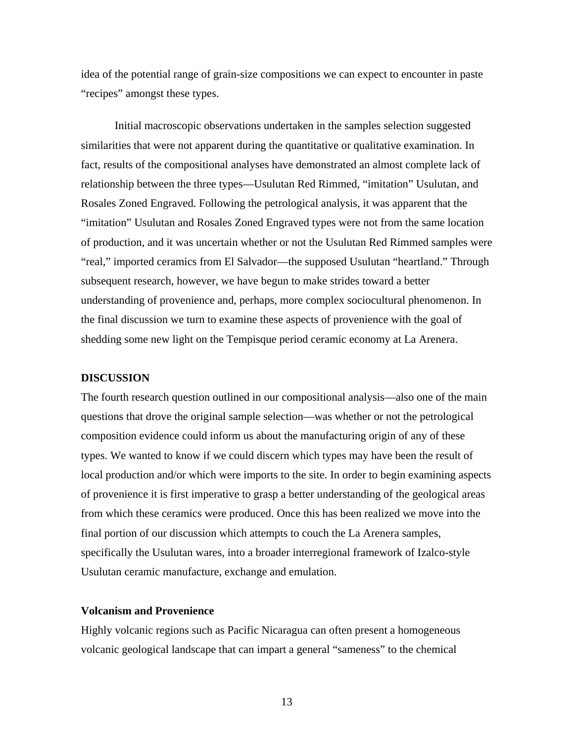idea of the potential range of grain-size compositions we can expect to encounter in paste "recipes" amongst these types.

Initial macroscopic observations undertaken in the samples selection suggested similarities that were not apparent during the quantitative or qualitative examination. In fact, results of the compositional analyses have demonstrated an almost complete lack of relationship between the three types—Usulutan Red Rimmed, "imitation" Usulutan, and Rosales Zoned Engraved. Following the petrological analysis, it was apparent that the "imitation" Usulutan and Rosales Zoned Engraved types were not from the same location of production, and it was uncertain whether or not the Usulutan Red Rimmed samples were "real," imported ceramics from El Salvador—the supposed Usulutan "heartland." Through subsequent research, however, we have begun to make strides toward a better understanding of provenience and, perhaps, more complex sociocultural phenomenon. In the final discussion we turn to examine these aspects of provenience with the goal of shedding some new light on the Tempisque period ceramic economy at La Arenera.

## DISCUSSION

The fourth research question outlined in our compositional analysis—also one of the main questions that drove the original sample selection—was whether or not the petrological composition evidence could inform us about the manufacturing origin of any of these types. We wanted to know if we could discern which types may have been the result of local production and/or which were imports to the site. In order to begin examining aspects of provenience it is first imperative to grasp a better understanding of the geological areas from which these ceramics were produced. Once this has been realized we move into the final portion of our discussion which attempts to couch the La Arenera samples, specifically the Usulutan wares, into a broader interregional framework of Izalco-style Usulutan ceramic manufacture, exchange and emulation.

### Volcanism and Provenience

Highly volcanic regions such as Pacific Nicaragua can often present a homogeneous volcanic geological landscape that can impart a general "sameness" to the chemical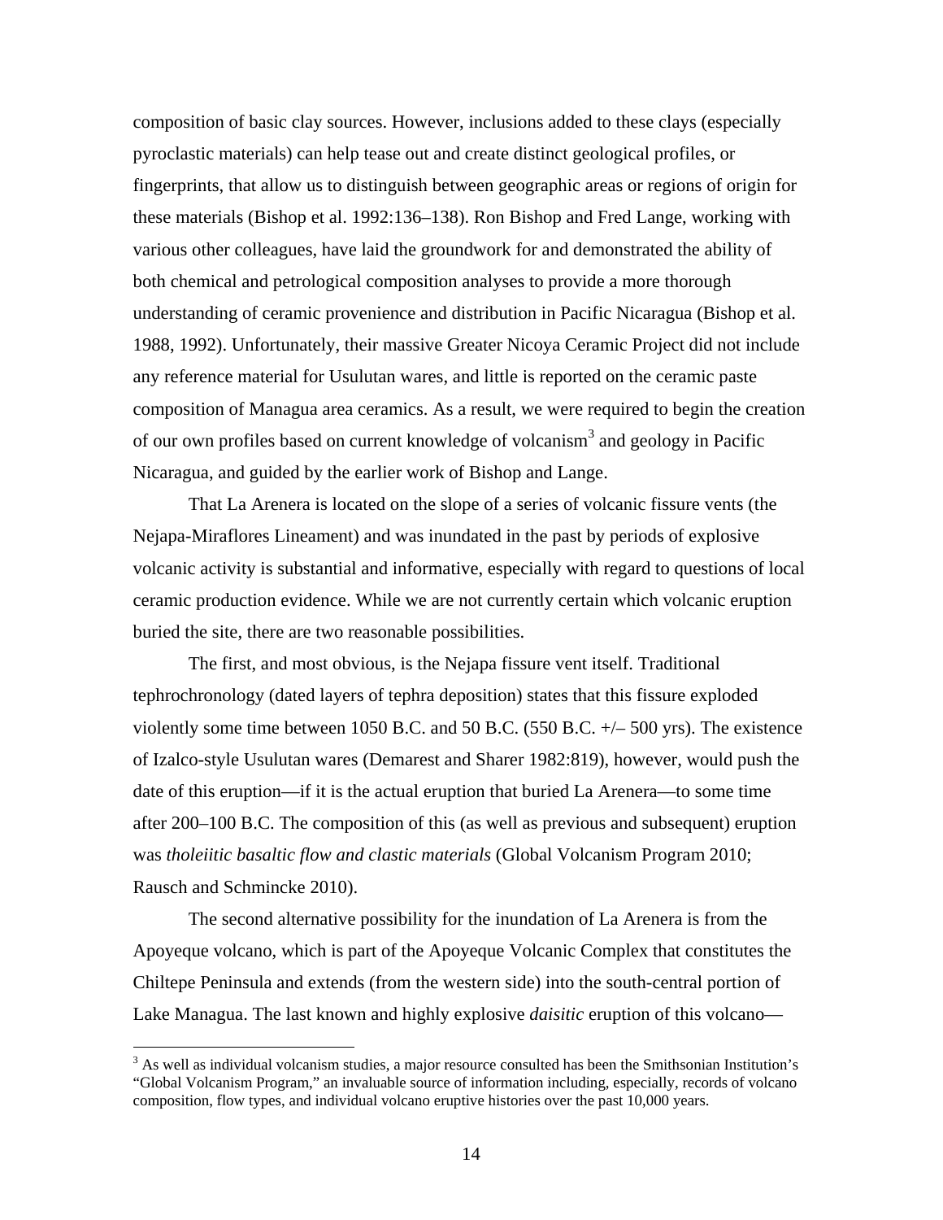composition of basic clay sources. However, inclusions added to these clays (especially pyroclastic materials) can help tease out and create distinct geological profiles, or fingerprints, that allow us to distinguish between geographic areas or regions of origin for these materials (Bishop et al. 1992:136–138). Ron Bishop and Fred Lange, working with various other colleagues, have laid the groundwork for and demonstrated the ability of both chemical and petrological composition analyses to provide a more thorough understanding of ceramic provenience and distribution in Pacific Nicaragua (Bishop et al. 1988, 1992). Unfortunately, their massive Greater Nicoya Ceramic Project did not include any reference material for Usulutan wares, and little is reported on the ceramic paste composition of Managua area ceramics. As a result, we were required to begin the creation of our own profiles based on current knowledge of volcanism[3] and geology in Pacific Nicaragua, and guided by the earlier work of Bishop and Lange.

That La Arenera is located on the slope of a series of volcanic fissure vents (the Nejapa-Miraflores Lineament) and was inundated in the past by periods of explosive volcanic activity is substantial and informative, especially with regard to questions of local ceramic production evidence. While we are not currently certain which volcanic eruption buried the site, there are two reasonable possibilities.

The first, and most obvious, is the Nejapa fissure vent itself. Traditional tephrochronology (dated layers of tephra deposition) states that this fissure exploded violently some time between 1050 B.C. and 50 B.C. (550 B.C. +/– 500 yrs). The existence of Izalco-style Usulutan wares (Demarest and Sharer 1982:819), however, would push the date of this eruption—if it is the actual eruption that buried La Arenera—to some time after 200–100 B.C. The composition of this (as well as previous and subsequent) eruption was *tholeiitic basaltic flow and clastic materials* (Global Volcanism Program 2010; Rausch and Schmincke 2010).

The second alternative possibility for the inundation of La Arenera is from the Apoyeque volcano, which is part of the Apoyeque Volcanic Complex that constitutes the Chiltepe Peninsula and extends (from the western side) into the south-central portion of Lake Managua. The last known and highly explosive *daisitic* eruption of this volcano—

[3] As well as individual volcanism studies, a major resource consulted has been the Smithsonian Institution's "Global Volcanism Program," an invaluable source of information including, especially, records of volcano composition, flow types, and individual volcano eruptive histories over the past 10,000 years.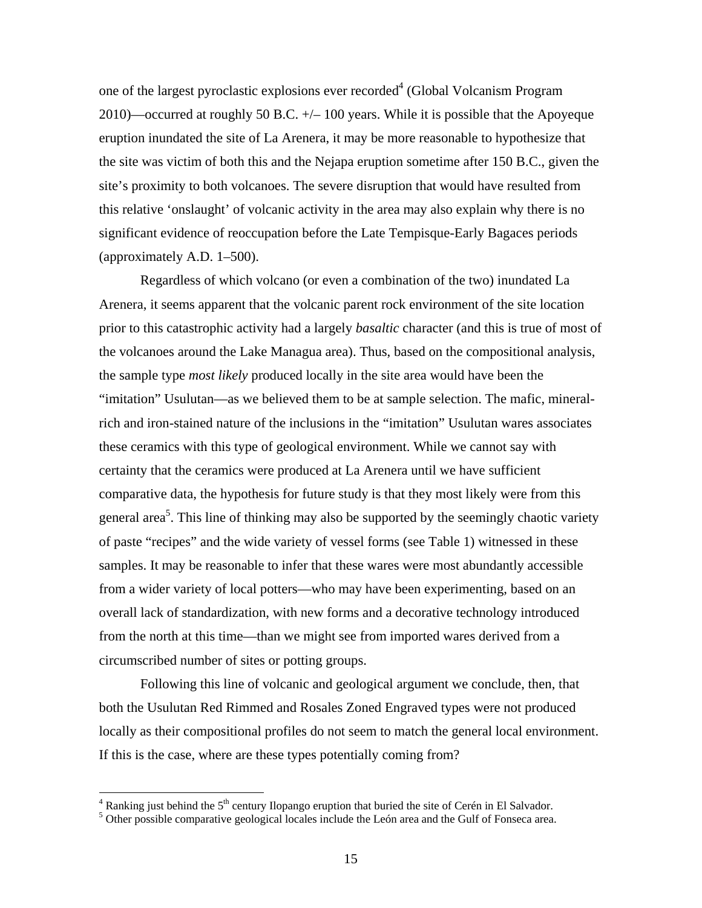one of the largest pyroclastic explosions ever recorded[4] (Global Volcanism Program 2010)—occurred at roughly 50 B.C. +/– 100 years. While it is possible that the Apoyeque eruption inundated the site of La Arenera, it may be more reasonable to hypothesize that the site was victim of both this and the Nejapa eruption sometime after 150 B.C., given the site's proximity to both volcanoes. The severe disruption that would have resulted from this relative 'onslaught' of volcanic activity in the area may also explain why there is no significant evidence of reoccupation before the Late Tempisque-Early Bagaces periods (approximately A.D. 1–500).

Regardless of which volcano (or even a combination of the two) inundated La Arenera, it seems apparent that the volcanic parent rock environment of the site location prior to this catastrophic activity had a largely *basaltic* character (and this is true of most of the volcanoes around the Lake Managua area). Thus, based on the compositional analysis, the sample type *most likely* produced locally in the site area would have been the "imitation" Usulutan—as we believed them to be at sample selection. The mafic, mineral-rich and iron-stained nature of the inclusions in the "imitation" Usulutan wares associates these ceramics with this type of geological environment. While we cannot say with certainty that the ceramics were produced at La Arenera until we have sufficient comparative data, the hypothesis for future study is that they most likely were from this general area[5]. This line of thinking may also be supported by the seemingly chaotic variety of paste "recipes" and the wide variety of vessel forms (see Table 1) witnessed in these samples. It may be reasonable to infer that these wares were most abundantly accessible from a wider variety of local potters—who may have been experimenting, based on an overall lack of standardization, with new forms and a decorative technology introduced from the north at this time—than we might see from imported wares derived from a circumscribed number of sites or potting groups.

Following this line of volcanic and geological argument we conclude, then, that both the Usulutan Red Rimmed and Rosales Zoned Engraved types were not produced locally as their compositional profiles do not seem to match the general local environment. If this is the case, where are these types potentially coming from?

---

[4] Ranking just behind the 5th century Ilopango eruption that buried the site of Cerén in El Salvador.

[5] Other possible comparative geological locales include the León area and the Gulf of Fonseca area.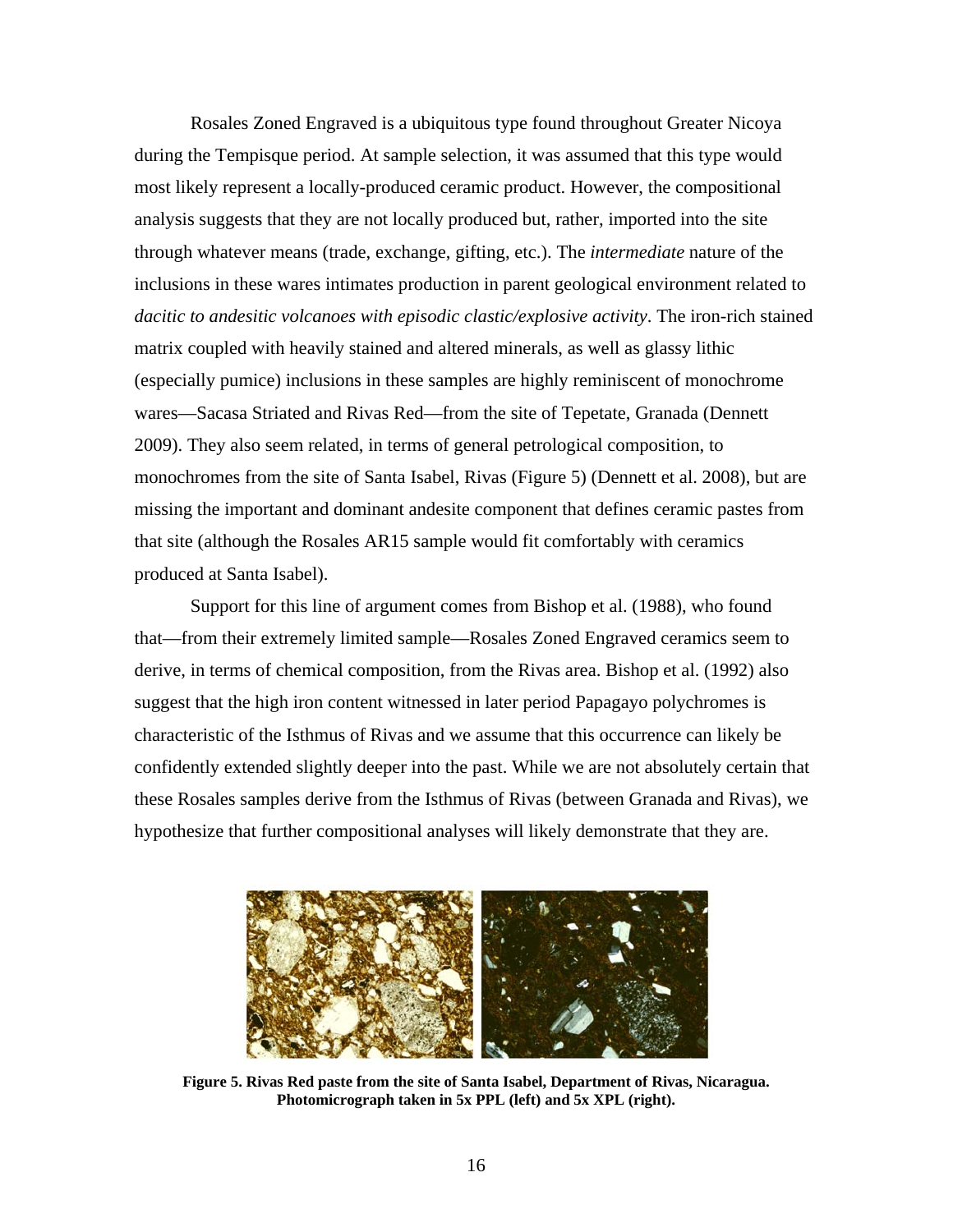Rosales Zoned Engraved is a ubiquitous type found throughout Greater Nicoya during the Tempisque period. At sample selection, it was assumed that this type would most likely represent a locally-produced ceramic product. However, the compositional analysis suggests that they are not locally produced but, rather, imported into the site through whatever means (trade, exchange, gifting, etc.). The *intermediate* nature of the inclusions in these wares intimates production in parent geological environment related to *dacitic to andesitic volcanoes with episodic clastic/explosive activity*. The iron-rich stained matrix coupled with heavily stained and altered minerals, as well as glassy lithic (especially pumice) inclusions in these samples are highly reminiscent of monochrome wares—Sacasa Striated and Rivas Red—from the site of Tepetate, Granada (Dennett 2009). They also seem related, in terms of general petrological composition, to monochromes from the site of Santa Isabel, Rivas (Figure 5) (Dennett et al. 2008), but are missing the important and dominant andesite component that defines ceramic pastes from that site (although the Rosales AR15 sample would fit comfortably with ceramics produced at Santa Isabel).

Support for this line of argument comes from Bishop et al. (1988), who found that—from their extremely limited sample—Rosales Zoned Engraved ceramics seem to derive, in terms of chemical composition, from the Rivas area. Bishop et al. (1992) also suggest that the high iron content witnessed in later period Papagayo polychromes is characteristic of the Isthmus of Rivas and we assume that this occurrence can likely be confidently extended slightly deeper into the past. While we are not absolutely certain that these Rosales samples derive from the Isthmus of Rivas (between Granada and Rivas), we hypothesize that further compositional analyses will likely demonstrate that they are.

**Figure 5. Rivas Red paste from the site of Santa Isabel, Department of Rivas, Nicaragua. Photomicrograph taken in 5x PPL (left) and 5x XPL (right).**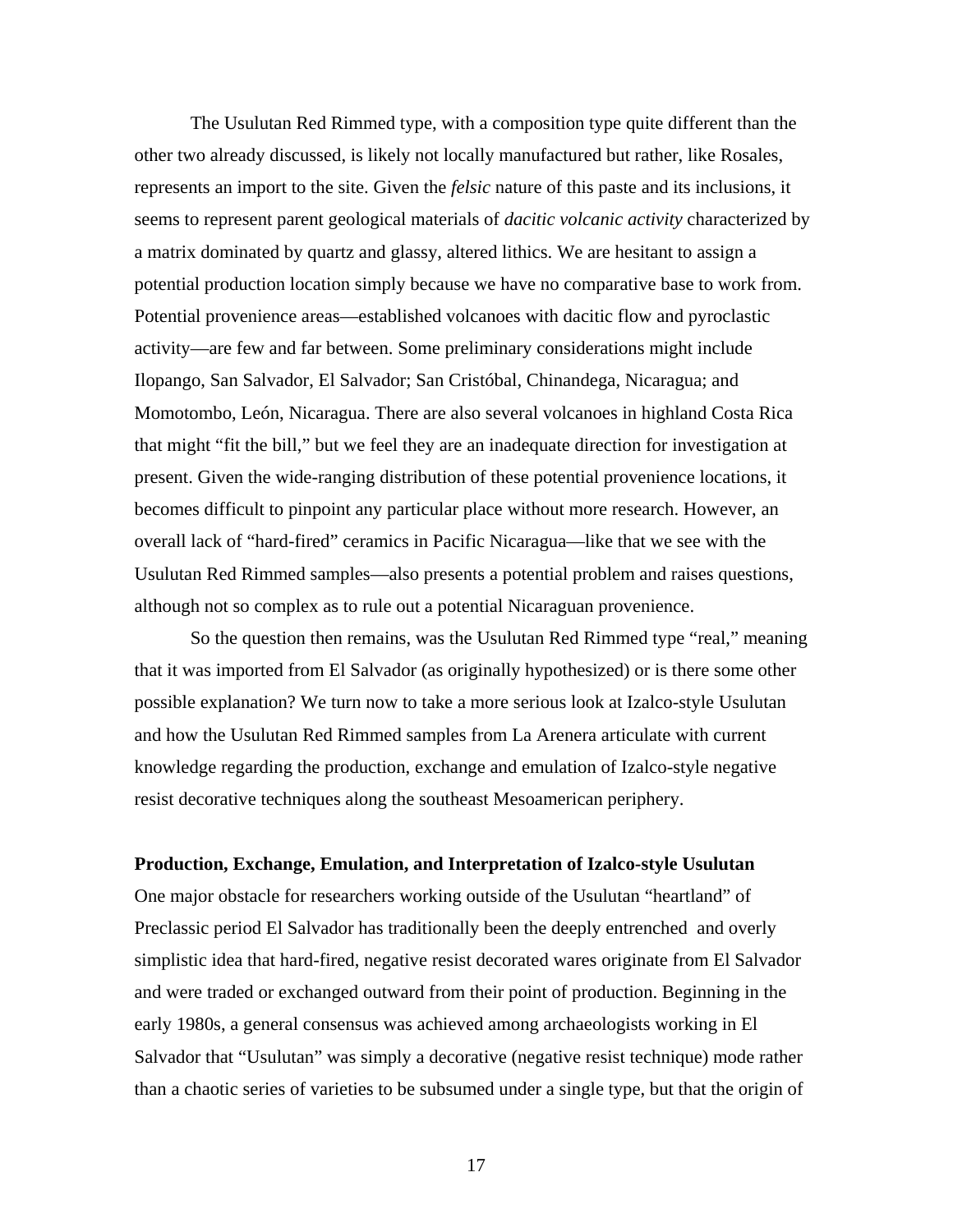The Usulutan Red Rimmed type, with a composition type quite different than the other two already discussed, is likely not locally manufactured but rather, like Rosales, represents an import to the site. Given the *felsic* nature of this paste and its inclusions, it seems to represent parent geological materials of *dacitic volcanic activity* characterized by a matrix dominated by quartz and glassy, altered lithics. We are hesitant to assign a potential production location simply because we have no comparative base to work from. Potential provenience areas—established volcanoes with dacitic flow and pyroclastic activity—are few and far between. Some preliminary considerations might include Ilopango, San Salvador, El Salvador; San Cristóbal, Chinandega, Nicaragua; and Momotombo, León, Nicaragua. There are also several volcanoes in highland Costa Rica that might "fit the bill," but we feel they are an inadequate direction for investigation at present. Given the wide-ranging distribution of these potential provenience locations, it becomes difficult to pinpoint any particular place without more research. However, an overall lack of "hard-fired" ceramics in Pacific Nicaragua—like that we see with the Usulutan Red Rimmed samples—also presents a potential problem and raises questions, although not so complex as to rule out a potential Nicaraguan provenience.

So the question then remains, was the Usulutan Red Rimmed type "real," meaning that it was imported from El Salvador (as originally hypothesized) or is there some other possible explanation? We turn now to take a more serious look at Izalco-style Usulutan and how the Usulutan Red Rimmed samples from La Arenera articulate with current knowledge regarding the production, exchange and emulation of Izalco-style negative resist decorative techniques along the southeast Mesoamerican periphery.

**Production, Exchange, Emulation, and Interpretation of Izalco-style Usulutan**

One major obstacle for researchers working outside of the Usulutan "heartland" of Preclassic period El Salvador has traditionally been the deeply entrenched and overly simplistic idea that hard-fired, negative resist decorated wares originate from El Salvador and were traded or exchanged outward from their point of production. Beginning in the early 1980s, a general consensus was achieved among archaeologists working in El Salvador that "Usulutan" was simply a decorative (negative resist technique) mode rather than a chaotic series of varieties to be subsumed under a single type, but that the origin of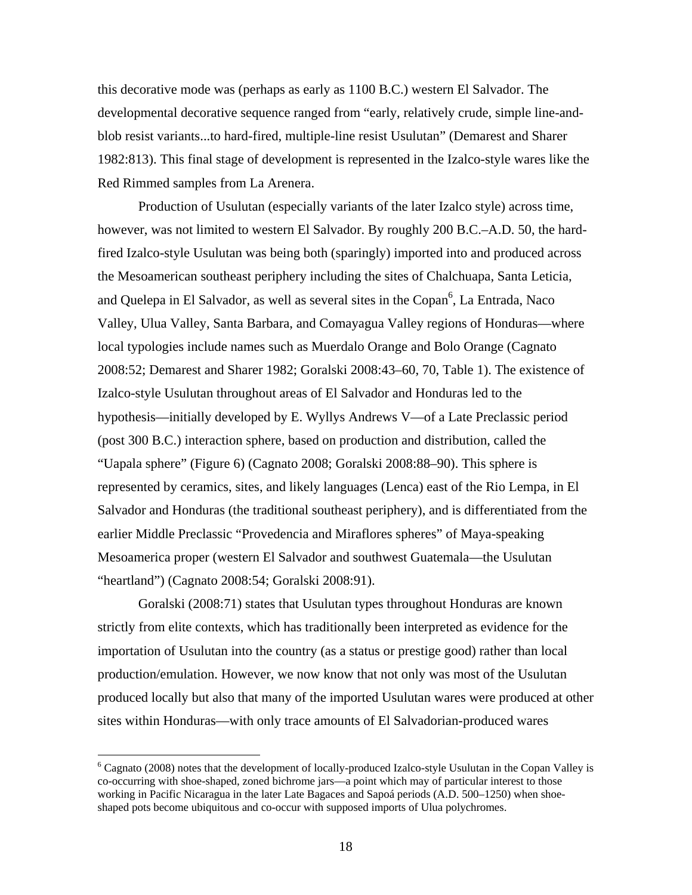this decorative mode was (perhaps as early as 1100 B.C.) western El Salvador. The developmental decorative sequence ranged from "early, relatively crude, simple line-and-blob resist variants...to hard-fired, multiple-line resist Usulutan" (Demarest and Sharer 1982:813). This final stage of development is represented in the Izalco-style wares like the Red Rimmed samples from La Arenera.

Production of Usulutan (especially variants of the later Izalco style) across time, however, was not limited to western El Salvador. By roughly 200 B.C.–A.D. 50, the hard-fired Izalco-style Usulutan was being both (sparingly) imported into and produced across the Mesoamerican southeast periphery including the sites of Chalchuapa, Santa Leticia, and Quelepa in El Salvador, as well as several sites in the Copan[6], La Entrada, Naco Valley, Ulua Valley, Santa Barbara, and Comayagua Valley regions of Honduras—where local typologies include names such as Muerdalo Orange and Bolo Orange (Cagnato 2008:52; Demarest and Sharer 1982; Goralski 2008:43–60, 70, Table 1). The existence of Izalco-style Usulutan throughout areas of El Salvador and Honduras led to the hypothesis—initially developed by E. Wyllys Andrews V—of a Late Preclassic period (post 300 B.C.) interaction sphere, based on production and distribution, called the "Uapala sphere" (Figure 6) (Cagnato 2008; Goralski 2008:88–90). This sphere is represented by ceramics, sites, and likely languages (Lenca) east of the Rio Lempa, in El Salvador and Honduras (the traditional southeast periphery), and is differentiated from the earlier Middle Preclassic "Provedencia and Miraflores spheres" of Maya-speaking Mesoamerica proper (western El Salvador and southwest Guatemala—the Usulutan "heartland") (Cagnato 2008:54; Goralski 2008:91).

Goralski (2008:71) states that Usulutan types throughout Honduras are known strictly from elite contexts, which has traditionally been interpreted as evidence for the importation of Usulutan into the country (as a status or prestige good) rather than local production/emulation. However, we now know that not only was most of the Usulutan produced locally but also that many of the imported Usulutan wares were produced at other sites within Honduras—with only trace amounts of El Salvadorian-produced wares

[6] Cagnato (2008) notes that the development of locally-produced Izalco-style Usulutan in the Copan Valley is co-occurring with shoe-shaped, zoned bichrome jars—a point which may of particular interest to those working in Pacific Nicaragua in the later Late Bagaces and Sapoá periods (A.D. 500–1250) when shoe-shaped pots become ubiquitous and co-occur with supposed imports of Ulua polychromes.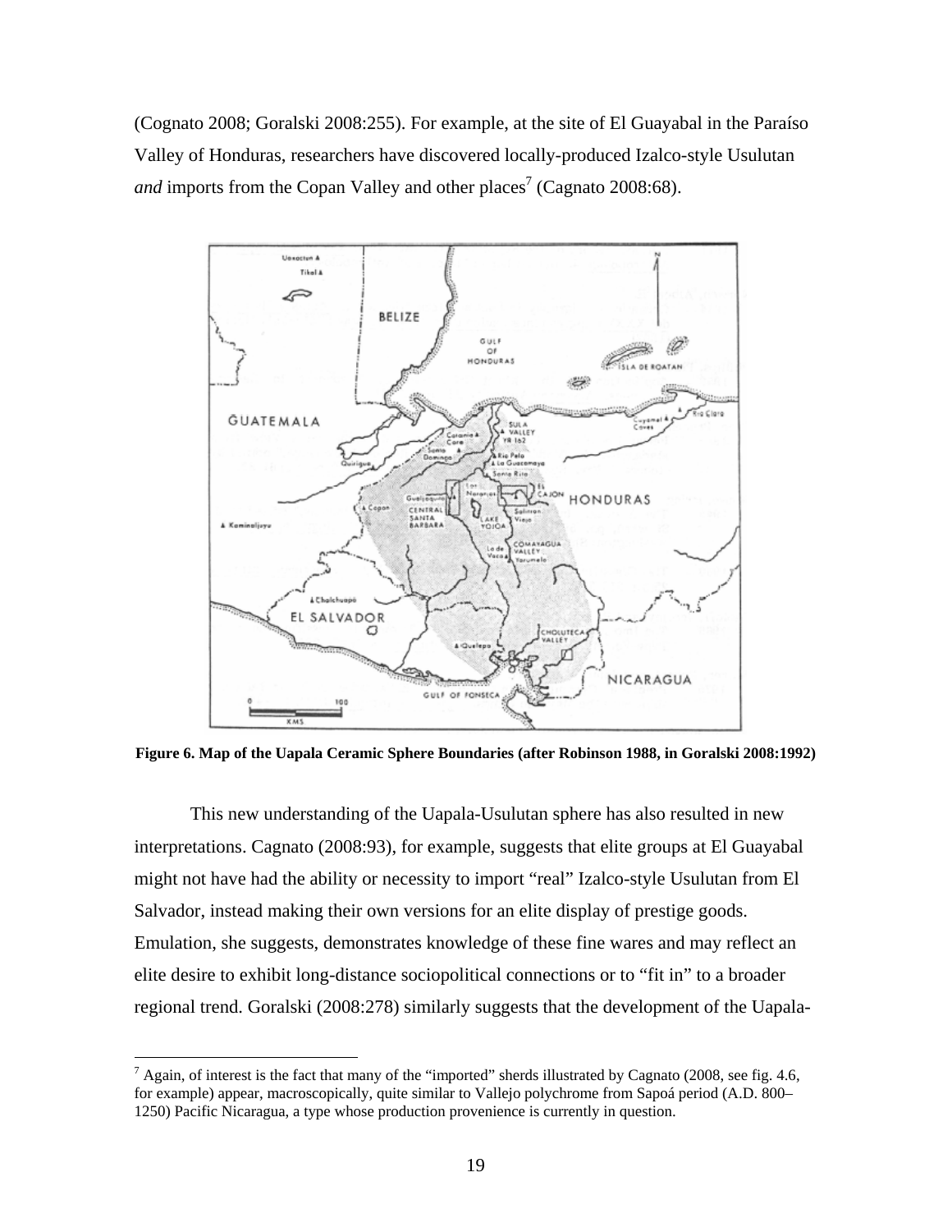(Cognato 2008; Goralski 2008:255). For example, at the site of El Guayabal in the Paraíso Valley of Honduras, researchers have discovered locally-produced Izalco-style Usulutan *and* imports from the Copan Valley and other places[7] (Cagnato 2008:68).

**Figure 6. Map of the Uapala Ceramic Sphere Boundaries (after Robinson 1988, in Goralski 2008:1992)**

This new understanding of the Uapala-Usulutan sphere has also resulted in new interpretations. Cagnato (2008:93), for example, suggests that elite groups at El Guayabal might not have had the ability or necessity to import "real" Izalco-style Usulutan from El Salvador, instead making their own versions for an elite display of prestige goods. Emulation, she suggests, demonstrates knowledge of these fine wares and may reflect an elite desire to exhibit long-distance sociopolitical connections or to "fit in" to a broader regional trend. Goralski (2008:278) similarly suggests that the development of the Uapala-

[7] Again, of interest is the fact that many of the "imported" sherds illustrated by Cagnato (2008, see fig. 4.6, for example) appear, macroscopically, quite similar to Vallejo polychrome from Sapoá period (A.D. 800–1250) Pacific Nicaragua, a type whose production provenience is currently in question.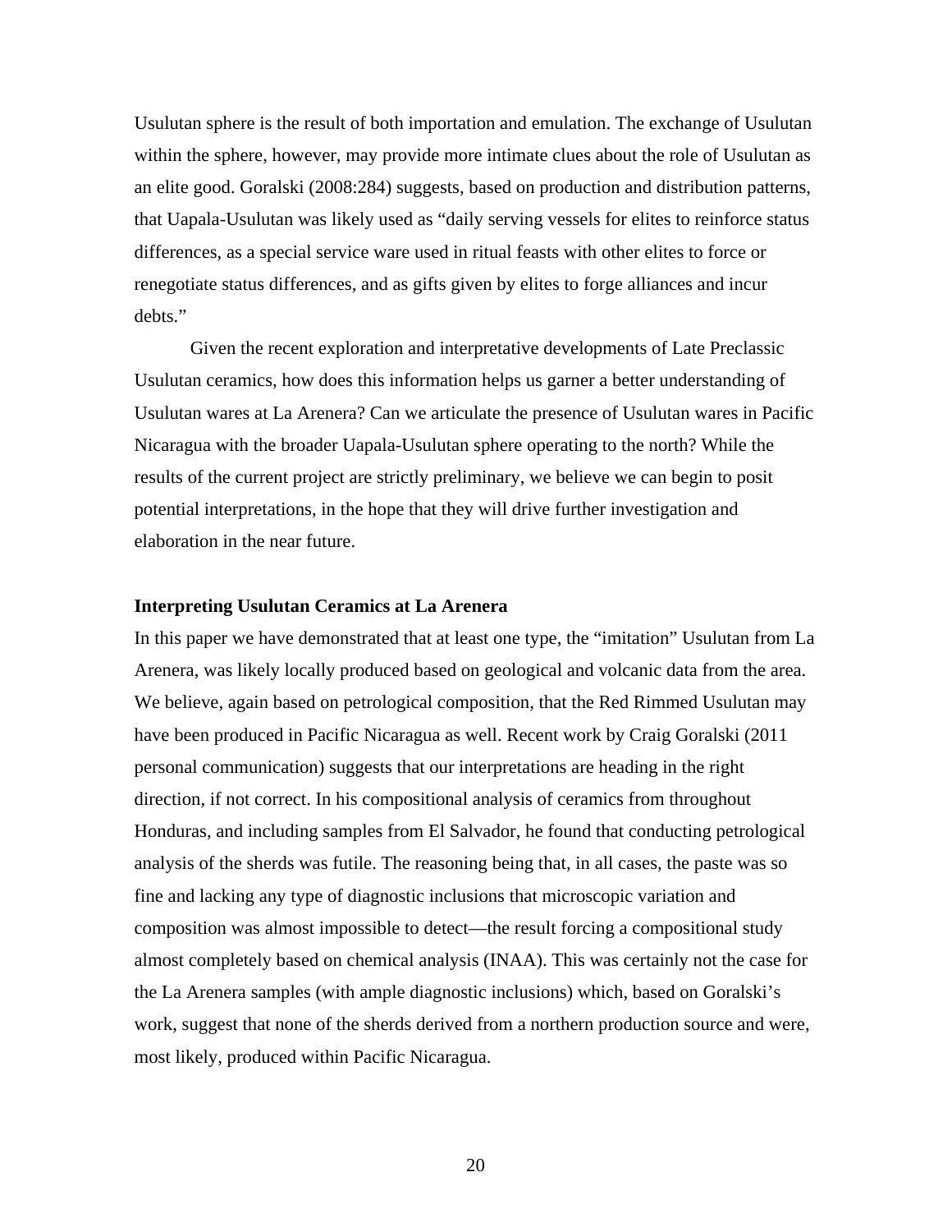Usulutan sphere is the result of both importation and emulation. The exchange of Usulutan within the sphere, however, may provide more intimate clues about the role of Usulutan as an elite good. Goralski (2008:284) suggests, based on production and distribution patterns, that Uapala-Usulutan was likely used as "daily serving vessels for elites to reinforce status differences, as a special service ware used in ritual feasts with other elites to force or renegotiate status differences, and as gifts given by elites to forge alliances and incur debts."

Given the recent exploration and interpretative developments of Late Preclassic Usulutan ceramics, how does this information helps us garner a better understanding of Usulutan wares at La Arenera? Can we articulate the presence of Usulutan wares in Pacific Nicaragua with the broader Uapala-Usulutan sphere operating to the north? While the results of the current project are strictly preliminary, we believe we can begin to posit potential interpretations, in the hope that they will drive further investigation and elaboration in the near future.

**Interpreting Usulutan Ceramics at La Arenera**

In this paper we have demonstrated that at least one type, the "imitation" Usulutan from La Arenera, was likely locally produced based on geological and volcanic data from the area. We believe, again based on petrological composition, that the Red Rimmed Usulutan may have been produced in Pacific Nicaragua as well. Recent work by Craig Goralski (2011 personal communication) suggests that our interpretations are heading in the right direction, if not correct. In his compositional analysis of ceramics from throughout Honduras, and including samples from El Salvador, he found that conducting petrological analysis of the sherds was futile. The reasoning being that, in all cases, the paste was so fine and lacking any type of diagnostic inclusions that microscopic variation and composition was almost impossible to detect—the result forcing a compositional study almost completely based on chemical analysis (INAA). This was certainly not the case for the La Arenera samples (with ample diagnostic inclusions) which, based on Goralski's work, suggest that none of the sherds derived from a northern production source and were, most likely, produced within Pacific Nicaragua.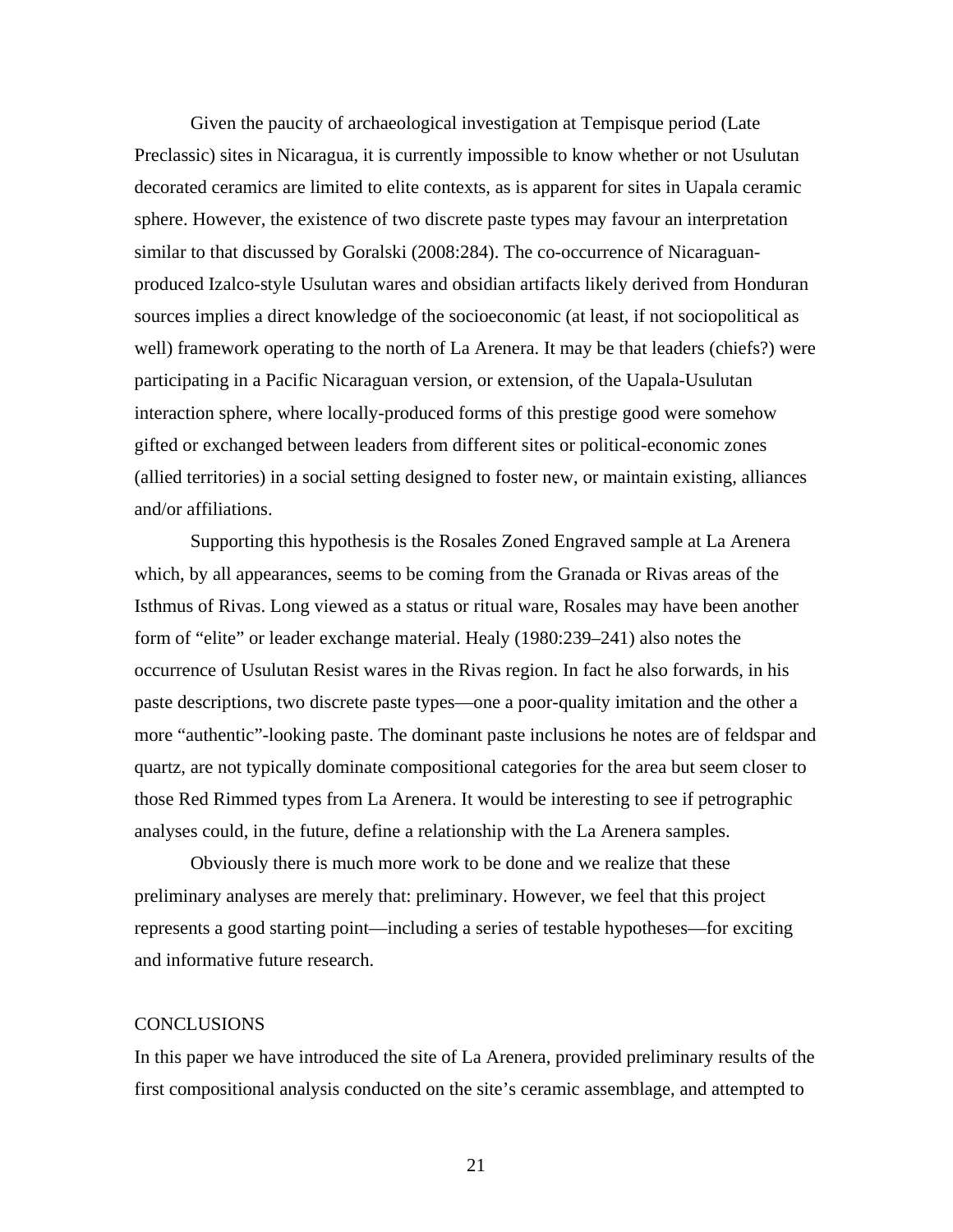Given the paucity of archaeological investigation at Tempisque period (Late Preclassic) sites in Nicaragua, it is currently impossible to know whether or not Usulutan decorated ceramics are limited to elite contexts, as is apparent for sites in Uapala ceramic sphere. However, the existence of two discrete paste types may favour an interpretation similar to that discussed by Goralski (2008:284). The co-occurrence of Nicaraguan-produced Izalco-style Usulutan wares and obsidian artifacts likely derived from Honduran sources implies a direct knowledge of the socioeconomic (at least, if not sociopolitical as well) framework operating to the north of La Arenera. It may be that leaders (chiefs?) were participating in a Pacific Nicaraguan version, or extension, of the Uapala-Usulutan interaction sphere, where locally-produced forms of this prestige good were somehow gifted or exchanged between leaders from different sites or political-economic zones (allied territories) in a social setting designed to foster new, or maintain existing, alliances and/or affiliations.

Supporting this hypothesis is the Rosales Zoned Engraved sample at La Arenera which, by all appearances, seems to be coming from the Granada or Rivas areas of the Isthmus of Rivas. Long viewed as a status or ritual ware, Rosales may have been another form of "elite" or leader exchange material. Healy (1980:239–241) also notes the occurrence of Usulutan Resist wares in the Rivas region. In fact he also forwards, in his paste descriptions, two discrete paste types—one a poor-quality imitation and the other a more "authentic"-looking paste. The dominant paste inclusions he notes are of feldspar and quartz, are not typically dominate compositional categories for the area but seem closer to those Red Rimmed types from La Arenera. It would be interesting to see if petrographic analyses could, in the future, define a relationship with the La Arenera samples.

Obviously there is much more work to be done and we realize that these preliminary analyses are merely that: preliminary. However, we feel that this project represents a good starting point—including a series of testable hypotheses—for exciting and informative future research.

## CONCLUSIONS

In this paper we have introduced the site of La Arenera, provided preliminary results of the first compositional analysis conducted on the site's ceramic assemblage, and attempted to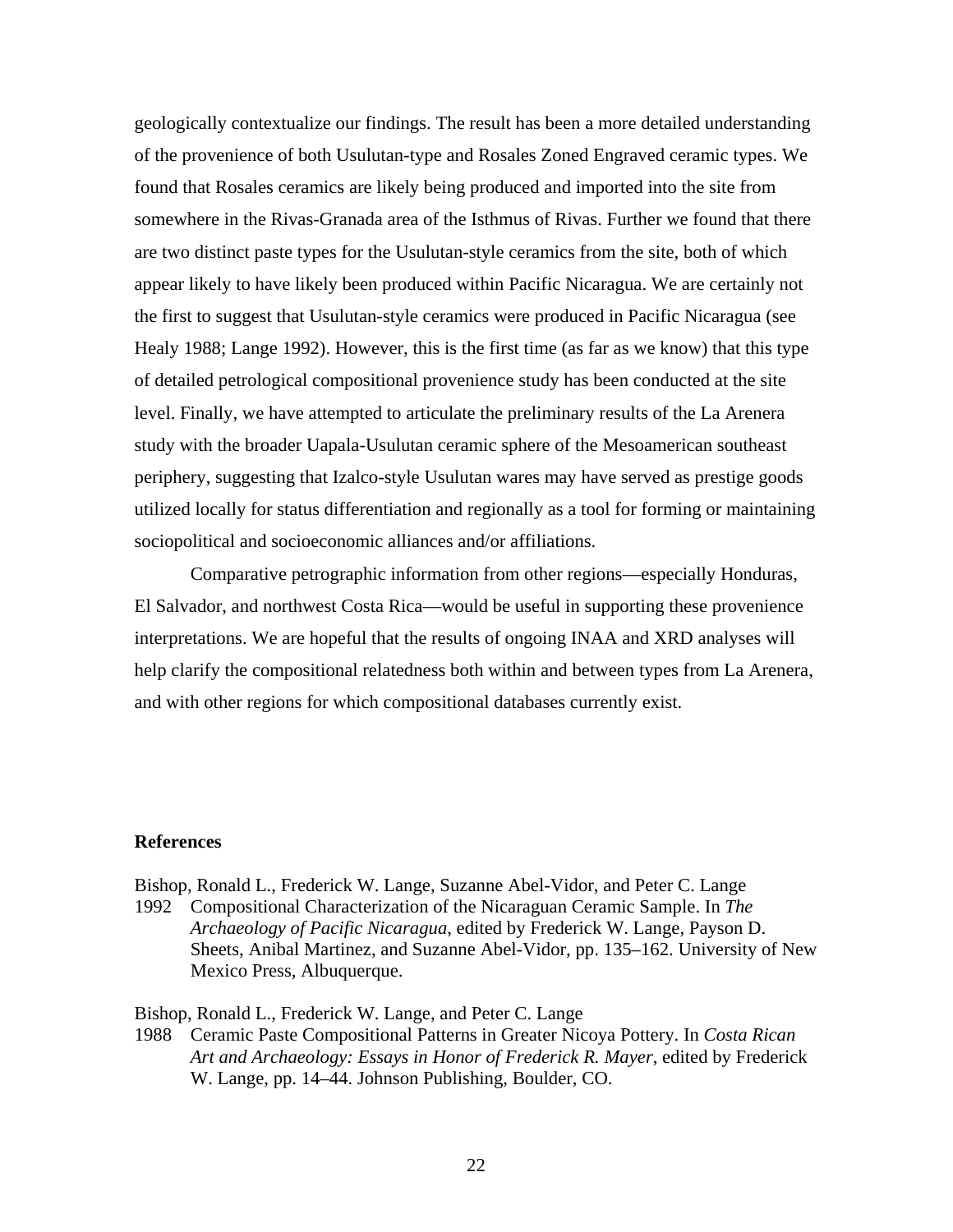geologically contextualize our findings. The result has been a more detailed understanding of the provenience of both Usulutan-type and Rosales Zoned Engraved ceramic types. We found that Rosales ceramics are likely being produced and imported into the site from somewhere in the Rivas-Granada area of the Isthmus of Rivas. Further we found that there are two distinct paste types for the Usulutan-style ceramics from the site, both of which appear likely to have likely been produced within Pacific Nicaragua. We are certainly not the first to suggest that Usulutan-style ceramics were produced in Pacific Nicaragua (see Healy 1988; Lange 1992). However, this is the first time (as far as we know) that this type of detailed petrological compositional provenience study has been conducted at the site level. Finally, we have attempted to articulate the preliminary results of the La Arenera study with the broader Uapala-Usulutan ceramic sphere of the Mesoamerican southeast periphery, suggesting that Izalco-style Usulutan wares may have served as prestige goods utilized locally for status differentiation and regionally as a tool for forming or maintaining sociopolitical and socioeconomic alliances and/or affiliations.

Comparative petrographic information from other regions—especially Honduras, El Salvador, and northwest Costa Rica—would be useful in supporting these provenience interpretations. We are hopeful that the results of ongoing INAA and XRD analyses will help clarify the compositional relatedness both within and between types from La Arenera, and with other regions for which compositional databases currently exist.

## References

Bishop, Ronald L., Frederick W. Lange, Suzanne Abel-Vidor, and Peter C. Lange
1992 Compositional Characterization of the Nicaraguan Ceramic Sample. In *The Archaeology of Pacific Nicaragua*, edited by Frederick W. Lange, Payson D. Sheets, Anibal Martinez, and Suzanne Abel-Vidor, pp. 135–162. University of New Mexico Press, Albuquerque.

Bishop, Ronald L., Frederick W. Lange, and Peter C. Lange
1988 Ceramic Paste Compositional Patterns in Greater Nicoya Pottery. In *Costa Rican Art and Archaeology: Essays in Honor of Frederick R. Mayer*, edited by Frederick W. Lange, pp. 14–44. Johnson Publishing, Boulder, CO.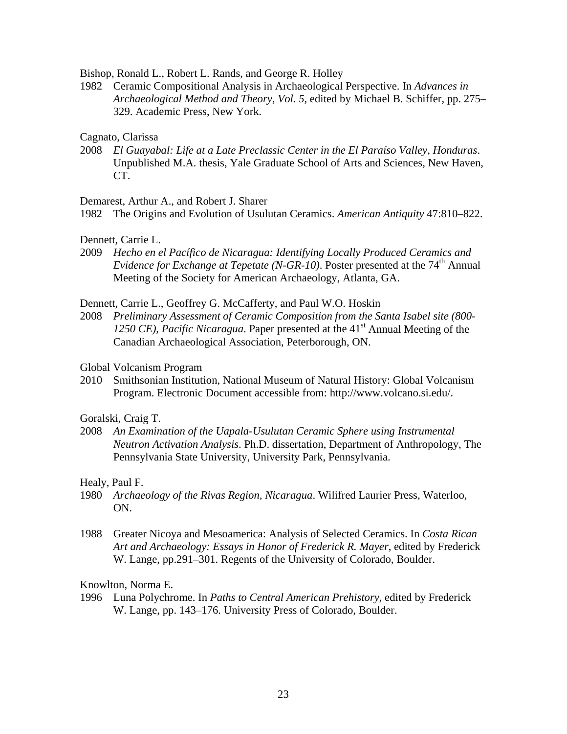Bishop, Ronald L., Robert L. Rands, and George R. Holley

1982 Ceramic Compositional Analysis in Archaeological Perspective. In *Advances in Archaeological Method and Theory, Vol. 5,* edited by Michael B. Schiffer, pp. 275–329. Academic Press, New York.

Cagnato, Clarissa

2008 *El Guayabal: Life at a Late Preclassic Center in the El Paraíso Valley, Honduras*. Unpublished M.A. thesis, Yale Graduate School of Arts and Sciences, New Haven, CT.

Demarest, Arthur A., and Robert J. Sharer

1982 The Origins and Evolution of Usulutan Ceramics. *American Antiquity* 47:810–822.

Dennett, Carrie L.

2009 *Hecho en el Pacífico de Nicaragua: Identifying Locally Produced Ceramics and Evidence for Exchange at Tepetate (N-GR-10)*. Poster presented at the 74th Annual Meeting of the Society for American Archaeology, Atlanta, GA.

Dennett, Carrie L., Geoffrey G. McCafferty, and Paul W.O. Hoskin

2008 *Preliminary Assessment of Ceramic Composition from the Santa Isabel site (800-1250 CE), Pacific Nicaragua*. Paper presented at the 41st Annual Meeting of the Canadian Archaeological Association, Peterborough, ON.

Global Volcanism Program

2010 Smithsonian Institution, National Museum of Natural History: Global Volcanism Program. Electronic Document accessible from: http://www.volcano.si.edu/.

Goralski, Craig T.

2008 *An Examination of the Uapala-Usulutan Ceramic Sphere using Instrumental Neutron Activation Analysis*. Ph.D. dissertation, Department of Anthropology, The Pennsylvania State University, University Park, Pennsylvania.

Healy, Paul F.

1980 *Archaeology of the Rivas Region, Nicaragua*. Wilifred Laurier Press, Waterloo, ON.

1988 Greater Nicoya and Mesoamerica: Analysis of Selected Ceramics. In *Costa Rican Art and Archaeology: Essays in Honor of Frederick R. Mayer*, edited by Frederick W. Lange, pp.291–301. Regents of the University of Colorado, Boulder.

Knowlton, Norma E.

1996 Luna Polychrome. In *Paths to Central American Prehistory*, edited by Frederick W. Lange, pp. 143–176. University Press of Colorado, Boulder.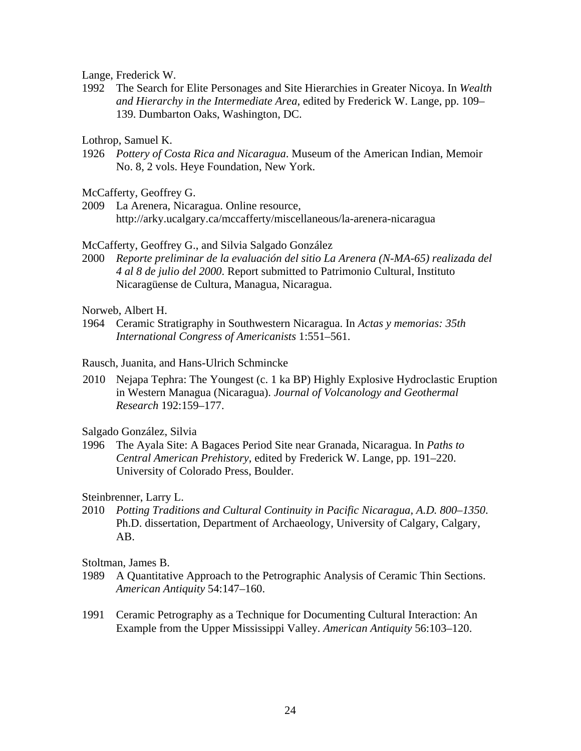Lange, Frederick W.

1992 The Search for Elite Personages and Site Hierarchies in Greater Nicoya. In *Wealth and Hierarchy in the Intermediate Area*, edited by Frederick W. Lange, pp. 109–139. Dumbarton Oaks, Washington, DC.

Lothrop, Samuel K.

1926 *Pottery of Costa Rica and Nicaragua*. Museum of the American Indian, Memoir No. 8, 2 vols. Heye Foundation, New York.

McCafferty, Geoffrey G.

2009 La Arenera, Nicaragua. Online resource, http://arky.ucalgary.ca/mccafferty/miscellaneous/la-arenera-nicaragua

McCafferty, Geoffrey G., and Silvia Salgado González

2000 *Reporte preliminar de la evaluación del sitio La Arenera (N-MA-65) realizada del 4 al 8 de julio del 2000*. Report submitted to Patrimonio Cultural, Instituto Nicaragüense de Cultura, Managua, Nicaragua.

Norweb, Albert H.

1964 Ceramic Stratigraphy in Southwestern Nicaragua. In *Actas y memorias: 35th International Congress of Americanists* 1:551–561.

Rausch, Juanita, and Hans-Ulrich Schmincke

2010 Nejapa Tephra: The Youngest (c. 1 ka BP) Highly Explosive Hydroclastic Eruption in Western Managua (Nicaragua). *Journal of Volcanology and Geothermal Research* 192:159–177.

Salgado González, Silvia

1996 The Ayala Site: A Bagaces Period Site near Granada, Nicaragua. In *Paths to Central American Prehistory*, edited by Frederick W. Lange, pp. 191–220. University of Colorado Press, Boulder.

Steinbrenner, Larry L.

2010 *Potting Traditions and Cultural Continuity in Pacific Nicaragua, A.D. 800–1350*. Ph.D. dissertation, Department of Archaeology, University of Calgary, Calgary, AB.

Stoltman, James B.

1989 A Quantitative Approach to the Petrographic Analysis of Ceramic Thin Sections. *American Antiquity* 54:147–160.

1991 Ceramic Petrography as a Technique for Documenting Cultural Interaction: An Example from the Upper Mississippi Valley. *American Antiquity* 56:103–120.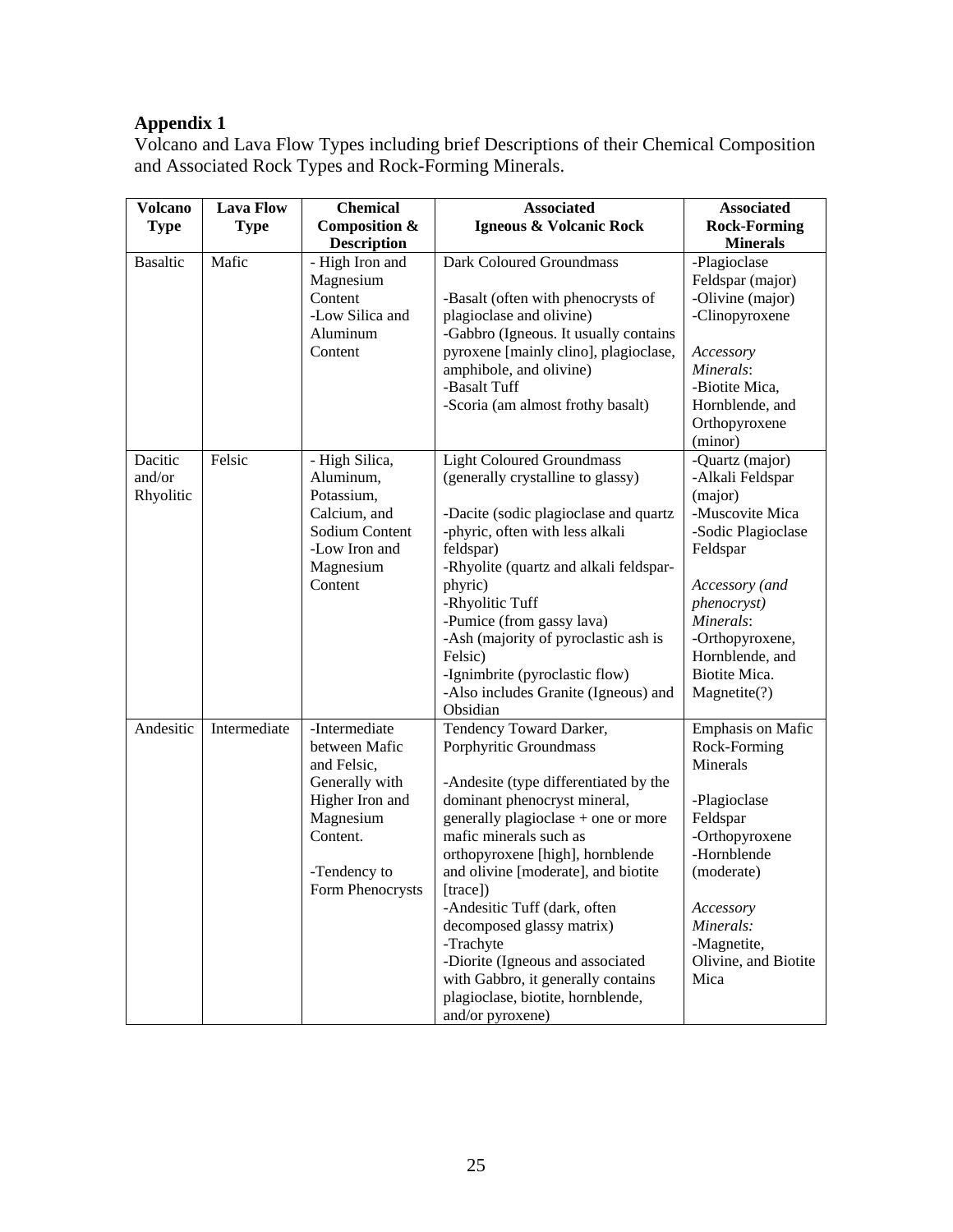**Appendix 1**

Volcano and Lava Flow Types including brief Descriptions of their Chemical Composition and Associated Rock Types and Rock-Forming Minerals.

| Volcano Type | Lava Flow Type | Chemical Composition & Description | Associated Igneous & Volcanic Rock | Associated Rock-Forming Minerals |
|---|---|---|---|---|
| Basaltic | Mafic | - High Iron and Magnesium Content<br>-Low Silica and Aluminum Content | Dark Coloured Groundmass<br><br>-Basalt (often with phenocrysts of plagioclase and olivine)<br>-Gabbro (Igneous. It usually contains pyroxene [mainly clino], plagioclase, amphibole, and olivine)<br>-Basalt Tuff<br>-Scoria (am almost frothy basalt) | -Plagioclase Feldspar (major)<br>-Olivine (major)<br>-Clinopyroxene<br><br>*Accessory Minerals*:<br>-Biotite Mica, Hornblende, and Orthopyroxene (minor) |
| Dacitic and/or Rhyolitic | Felsic | - High Silica, Aluminum, Potassium, Calcium, and Sodium Content<br>-Low Iron and Magnesium Content | Light Coloured Groundmass (generally crystalline to glassy)<br><br>-Dacite (sodic plagioclase and quartz -phyric, often with less alkali feldspar)<br>-Rhyolite (quartz and alkali feldspar-phyric)<br>-Rhyolitic Tuff<br>-Pumice (from gassy lava)<br>-Ash (majority of pyroclastic ash is Felsic)<br>-Ignimbrite (pyroclastic flow)<br>-Also includes Granite (Igneous) and Obsidian | -Quartz (major)<br>-Alkali Feldspar (major)<br>-Muscovite Mica<br>-Sodic Plagioclase Feldspar<br><br>*Accessory (and phenocryst) Minerals*:<br>-Orthopyroxene, Hornblende, and Biotite Mica. Magnetite(?) |
| Andesitic | Intermediate | -Intermediate between Mafic and Felsic, Generally with Higher Iron and Magnesium Content.<br><br>-Tendency to Form Phenocrysts | Tendency Toward Darker, Porphyritic Groundmass<br><br>-Andesite (type differentiated by the dominant phenocryst mineral, generally plagioclase + one or more mafic minerals such as orthopyroxene [high], hornblende and olivine [moderate], and biotite [trace])<br>-Andesitic Tuff (dark, often decomposed glassy matrix)<br>-Trachyte<br>-Diorite (Igneous and associated with Gabbro, it generally contains plagioclase, biotite, hornblende, and/or pyroxene) | Emphasis on Mafic Rock-Forming Minerals<br><br>-Plagioclase Feldspar<br>-Orthopyroxene<br>-Hornblende (moderate)<br><br>*Accessory Minerals:*<br>-Magnetite, Olivine, and Biotite Mica |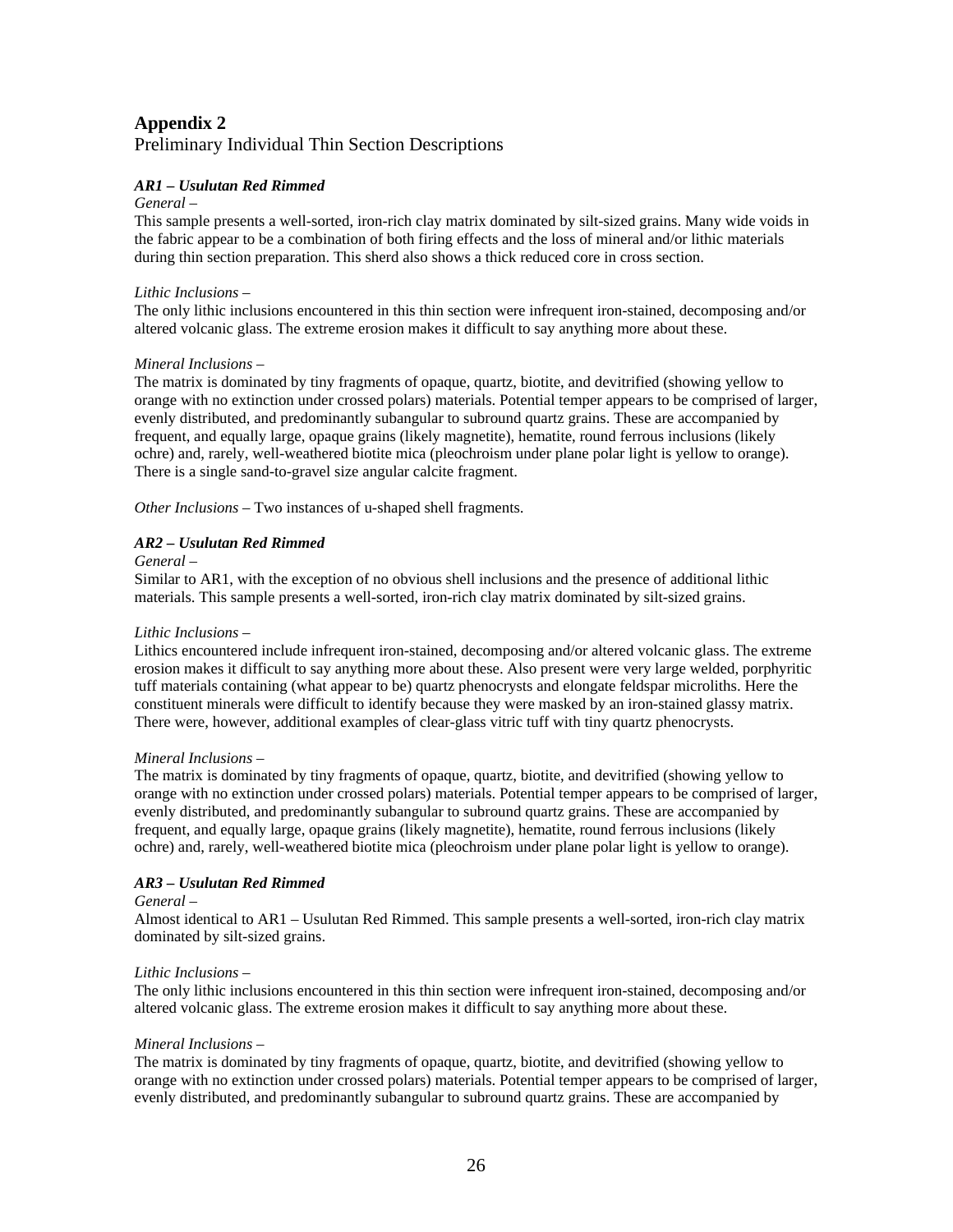## Appendix 2

Preliminary Individual Thin Section Descriptions

### *AR1 – Usulutan Red Rimmed*

*General –*

This sample presents a well-sorted, iron-rich clay matrix dominated by silt-sized grains. Many wide voids in the fabric appear to be a combination of both firing effects and the loss of mineral and/or lithic materials during thin section preparation. This sherd also shows a thick reduced core in cross section.

*Lithic Inclusions –*

The only lithic inclusions encountered in this thin section were infrequent iron-stained, decomposing and/or altered volcanic glass. The extreme erosion makes it difficult to say anything more about these.

*Mineral Inclusions –*

The matrix is dominated by tiny fragments of opaque, quartz, biotite, and devitrified (showing yellow to orange with no extinction under crossed polars) materials. Potential temper appears to be comprised of larger, evenly distributed, and predominantly subangular to subround quartz grains. These are accompanied by frequent, and equally large, opaque grains (likely magnetite), hematite, round ferrous inclusions (likely ochre) and, rarely, well-weathered biotite mica (pleochroism under plane polar light is yellow to orange). There is a single sand-to-gravel size angular calcite fragment.

*Other Inclusions –* Two instances of u-shaped shell fragments.

### *AR2 – Usulutan Red Rimmed*

*General –*

Similar to AR1, with the exception of no obvious shell inclusions and the presence of additional lithic materials. This sample presents a well-sorted, iron-rich clay matrix dominated by silt-sized grains.

*Lithic Inclusions –*

Lithics encountered include infrequent iron-stained, decomposing and/or altered volcanic glass. The extreme erosion makes it difficult to say anything more about these. Also present were very large welded, porphyritic tuff materials containing (what appear to be) quartz phenocrysts and elongate feldspar microliths. Here the constituent minerals were difficult to identify because they were masked by an iron-stained glassy matrix. There were, however, additional examples of clear-glass vitric tuff with tiny quartz phenocrysts.

*Mineral Inclusions –*

The matrix is dominated by tiny fragments of opaque, quartz, biotite, and devitrified (showing yellow to orange with no extinction under crossed polars) materials. Potential temper appears to be comprised of larger, evenly distributed, and predominantly subangular to subround quartz grains. These are accompanied by frequent, and equally large, opaque grains (likely magnetite), hematite, round ferrous inclusions (likely ochre) and, rarely, well-weathered biotite mica (pleochroism under plane polar light is yellow to orange).

### *AR3 – Usulutan Red Rimmed*

*General –*

Almost identical to AR1 – Usulutan Red Rimmed. This sample presents a well-sorted, iron-rich clay matrix dominated by silt-sized grains.

*Lithic Inclusions –*

The only lithic inclusions encountered in this thin section were infrequent iron-stained, decomposing and/or altered volcanic glass. The extreme erosion makes it difficult to say anything more about these.

*Mineral Inclusions –*

The matrix is dominated by tiny fragments of opaque, quartz, biotite, and devitrified (showing yellow to orange with no extinction under crossed polars) materials. Potential temper appears to be comprised of larger, evenly distributed, and predominantly subangular to subround quartz grains. These are accompanied by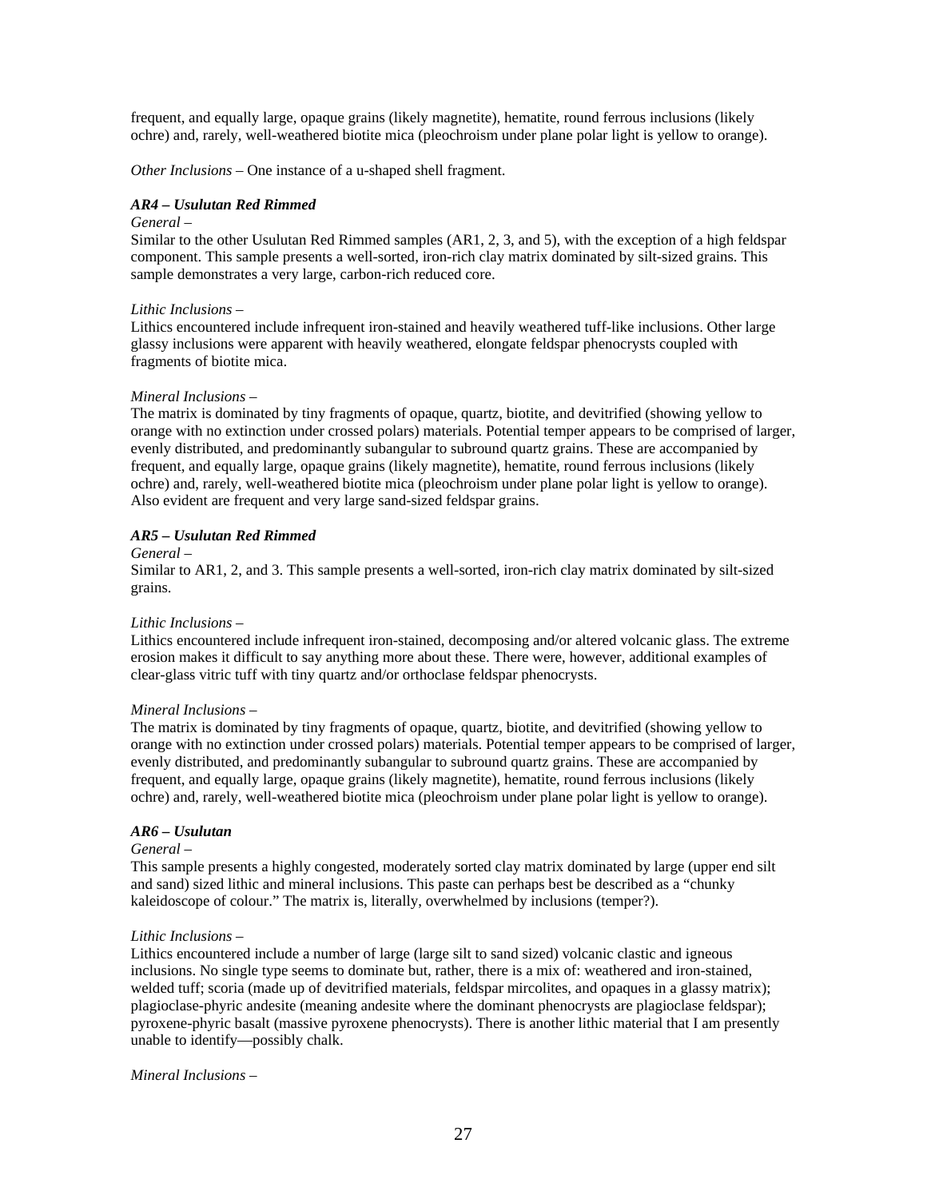frequent, and equally large, opaque grains (likely magnetite), hematite, round ferrous inclusions (likely ochre) and, rarely, well-weathered biotite mica (pleochroism under plane polar light is yellow to orange).

*Other Inclusions* – One instance of a u-shaped shell fragment.

***AR4 – Usulutan Red Rimmed***

*General* –

Similar to the other Usulutan Red Rimmed samples (AR1, 2, 3, and 5), with the exception of a high feldspar component. This sample presents a well-sorted, iron-rich clay matrix dominated by silt-sized grains. This sample demonstrates a very large, carbon-rich reduced core.

*Lithic Inclusions* –

Lithics encountered include infrequent iron-stained and heavily weathered tuff-like inclusions. Other large glassy inclusions were apparent with heavily weathered, elongate feldspar phenocrysts coupled with fragments of biotite mica.

*Mineral Inclusions* –

The matrix is dominated by tiny fragments of opaque, quartz, biotite, and devitrified (showing yellow to orange with no extinction under crossed polars) materials. Potential temper appears to be comprised of larger, evenly distributed, and predominantly subangular to subround quartz grains. These are accompanied by frequent, and equally large, opaque grains (likely magnetite), hematite, round ferrous inclusions (likely ochre) and, rarely, well-weathered biotite mica (pleochroism under plane polar light is yellow to orange). Also evident are frequent and very large sand-sized feldspar grains.

***AR5 – Usulutan Red Rimmed***

*General* –

Similar to AR1, 2, and 3. This sample presents a well-sorted, iron-rich clay matrix dominated by silt-sized grains.

*Lithic Inclusions* –

Lithics encountered include infrequent iron-stained, decomposing and/or altered volcanic glass. The extreme erosion makes it difficult to say anything more about these. There were, however, additional examples of clear-glass vitric tuff with tiny quartz and/or orthoclase feldspar phenocrysts.

*Mineral Inclusions* –

The matrix is dominated by tiny fragments of opaque, quartz, biotite, and devitrified (showing yellow to orange with no extinction under crossed polars) materials. Potential temper appears to be comprised of larger, evenly distributed, and predominantly subangular to subround quartz grains. These are accompanied by frequent, and equally large, opaque grains (likely magnetite), hematite, round ferrous inclusions (likely ochre) and, rarely, well-weathered biotite mica (pleochroism under plane polar light is yellow to orange).

***AR6 – Usulutan***

*General* –

This sample presents a highly congested, moderately sorted clay matrix dominated by large (upper end silt and sand) sized lithic and mineral inclusions. This paste can perhaps best be described as a "chunky kaleidoscope of colour." The matrix is, literally, overwhelmed by inclusions (temper?).

*Lithic Inclusions* –

Lithics encountered include a number of large (large silt to sand sized) volcanic clastic and igneous inclusions. No single type seems to dominate but, rather, there is a mix of: weathered and iron-stained, welded tuff; scoria (made up of devitrified materials, feldspar mircolites, and opaques in a glassy matrix); plagioclase-phyric andesite (meaning andesite where the dominant phenocrysts are plagioclase feldspar); pyroxene-phyric basalt (massive pyroxene phenocrysts). There is another lithic material that I am presently unable to identify—possibly chalk.

*Mineral Inclusions* –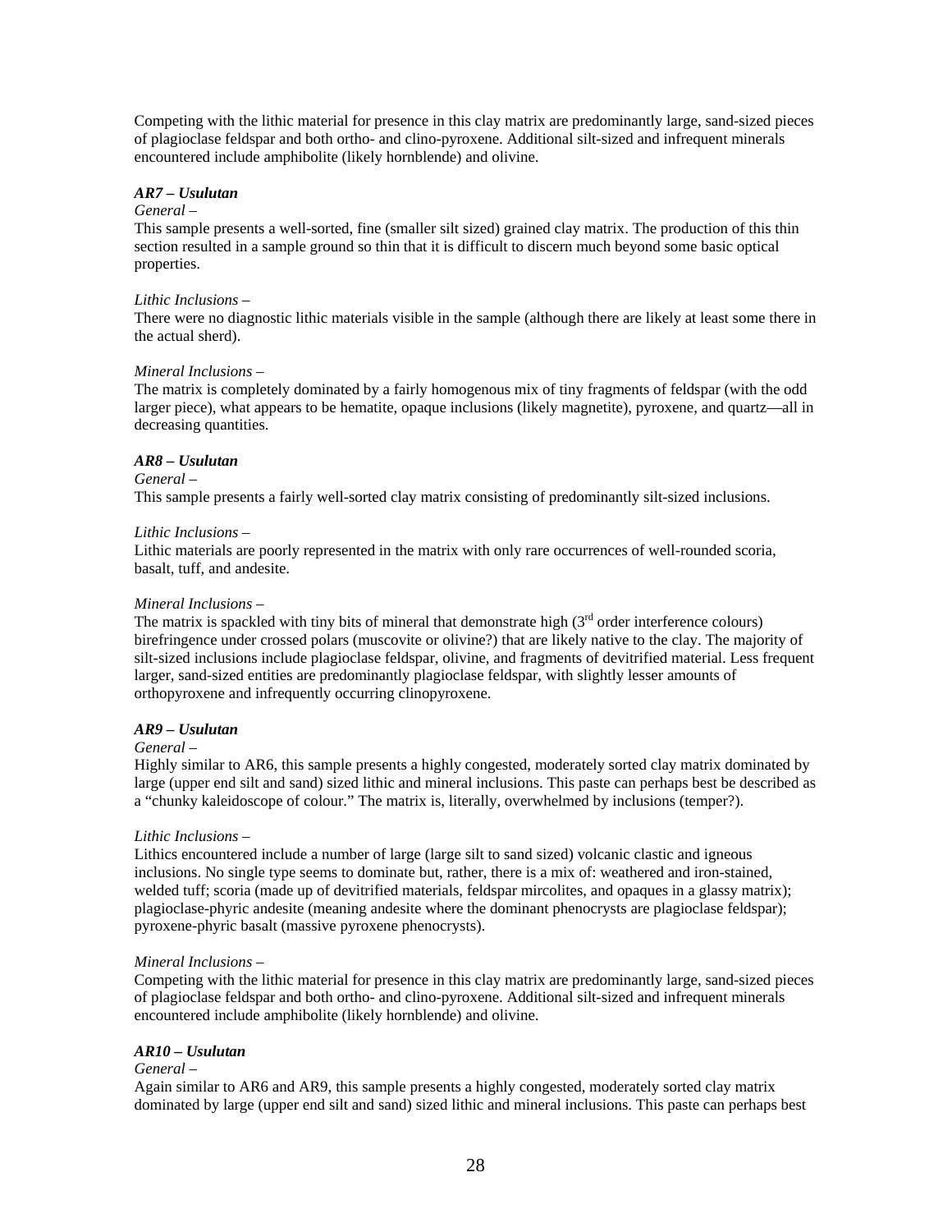Competing with the lithic material for presence in this clay matrix are predominantly large, sand-sized pieces of plagioclase feldspar and both ortho- and clino-pyroxene. Additional silt-sized and infrequent minerals encountered include amphibolite (likely hornblende) and olivine.

***AR7 – Usulutan***

*General –*

This sample presents a well-sorted, fine (smaller silt sized) grained clay matrix. The production of this thin section resulted in a sample ground so thin that it is difficult to discern much beyond some basic optical properties.

*Lithic Inclusions –*

There were no diagnostic lithic materials visible in the sample (although there are likely at least some there in the actual sherd).

*Mineral Inclusions –*

The matrix is completely dominated by a fairly homogenous mix of tiny fragments of feldspar (with the odd larger piece), what appears to be hematite, opaque inclusions (likely magnetite), pyroxene, and quartz—all in decreasing quantities.

***AR8 – Usulutan***

*General –*

This sample presents a fairly well-sorted clay matrix consisting of predominantly silt-sized inclusions.

*Lithic Inclusions –*

Lithic materials are poorly represented in the matrix with only rare occurrences of well-rounded scoria, basalt, tuff, and andesite.

*Mineral Inclusions –*

The matrix is spackled with tiny bits of mineral that demonstrate high (3rd order interference colours) birefringence under crossed polars (muscovite or olivine?) that are likely native to the clay. The majority of silt-sized inclusions include plagioclase feldspar, olivine, and fragments of devitrified material. Less frequent larger, sand-sized entities are predominantly plagioclase feldspar, with slightly lesser amounts of orthopyroxene and infrequently occurring clinopyroxene.

***AR9 – Usulutan***

*General –*

Highly similar to AR6, this sample presents a highly congested, moderately sorted clay matrix dominated by large (upper end silt and sand) sized lithic and mineral inclusions. This paste can perhaps best be described as a "chunky kaleidoscope of colour." The matrix is, literally, overwhelmed by inclusions (temper?).

*Lithic Inclusions –*

Lithics encountered include a number of large (large silt to sand sized) volcanic clastic and igneous inclusions. No single type seems to dominate but, rather, there is a mix of: weathered and iron-stained, welded tuff; scoria (made up of devitrified materials, feldspar mircolites, and opaques in a glassy matrix); plagioclase-phyric andesite (meaning andesite where the dominant phenocrysts are plagioclase feldspar); pyroxene-phyric basalt (massive pyroxene phenocrysts).

*Mineral Inclusions –*

Competing with the lithic material for presence in this clay matrix are predominantly large, sand-sized pieces of plagioclase feldspar and both ortho- and clino-pyroxene. Additional silt-sized and infrequent minerals encountered include amphibolite (likely hornblende) and olivine.

***AR10 – Usulutan***

*General –*

Again similar to AR6 and AR9, this sample presents a highly congested, moderately sorted clay matrix dominated by large (upper end silt and sand) sized lithic and mineral inclusions. This paste can perhaps best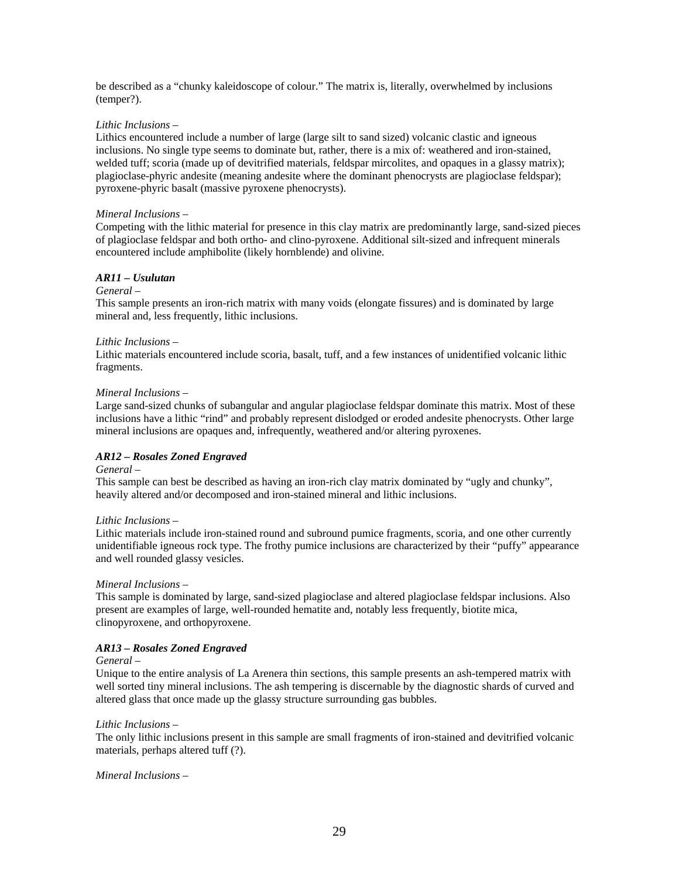be described as a "chunky kaleidoscope of colour." The matrix is, literally, overwhelmed by inclusions (temper?).

*Lithic Inclusions* –

Lithics encountered include a number of large (large silt to sand sized) volcanic clastic and igneous inclusions. No single type seems to dominate but, rather, there is a mix of: weathered and iron-stained, welded tuff; scoria (made up of devitrified materials, feldspar mircolites, and opaques in a glassy matrix); plagioclase-phyric andesite (meaning andesite where the dominant phenocrysts are plagioclase feldspar); pyroxene-phyric basalt (massive pyroxene phenocrysts).

*Mineral Inclusions* –

Competing with the lithic material for presence in this clay matrix are predominantly large, sand-sized pieces of plagioclase feldspar and both ortho- and clino-pyroxene. Additional silt-sized and infrequent minerals encountered include amphibolite (likely hornblende) and olivine.

***AR11 – Usulutan***

*General* –

This sample presents an iron-rich matrix with many voids (elongate fissures) and is dominated by large mineral and, less frequently, lithic inclusions.

*Lithic Inclusions* –

Lithic materials encountered include scoria, basalt, tuff, and a few instances of unidentified volcanic lithic fragments.

*Mineral Inclusions* –

Large sand-sized chunks of subangular and angular plagioclase feldspar dominate this matrix. Most of these inclusions have a lithic "rind" and probably represent dislodged or eroded andesite phenocrysts. Other large mineral inclusions are opaques and, infrequently, weathered and/or altering pyroxenes.

***AR12 – Rosales Zoned Engraved***

*General* –

This sample can best be described as having an iron-rich clay matrix dominated by "ugly and chunky", heavily altered and/or decomposed and iron-stained mineral and lithic inclusions.

*Lithic Inclusions* –

Lithic materials include iron-stained round and subround pumice fragments, scoria, and one other currently unidentifiable igneous rock type. The frothy pumice inclusions are characterized by their "puffy" appearance and well rounded glassy vesicles.

*Mineral Inclusions* –

This sample is dominated by large, sand-sized plagioclase and altered plagioclase feldspar inclusions. Also present are examples of large, well-rounded hematite and, notably less frequently, biotite mica, clinopyroxene, and orthopyroxene.

***AR13 – Rosales Zoned Engraved***

*General* –

Unique to the entire analysis of La Arenera thin sections, this sample presents an ash-tempered matrix with well sorted tiny mineral inclusions. The ash tempering is discernable by the diagnostic shards of curved and altered glass that once made up the glassy structure surrounding gas bubbles.

*Lithic Inclusions* –

The only lithic inclusions present in this sample are small fragments of iron-stained and devitrified volcanic materials, perhaps altered tuff (?).

*Mineral Inclusions* –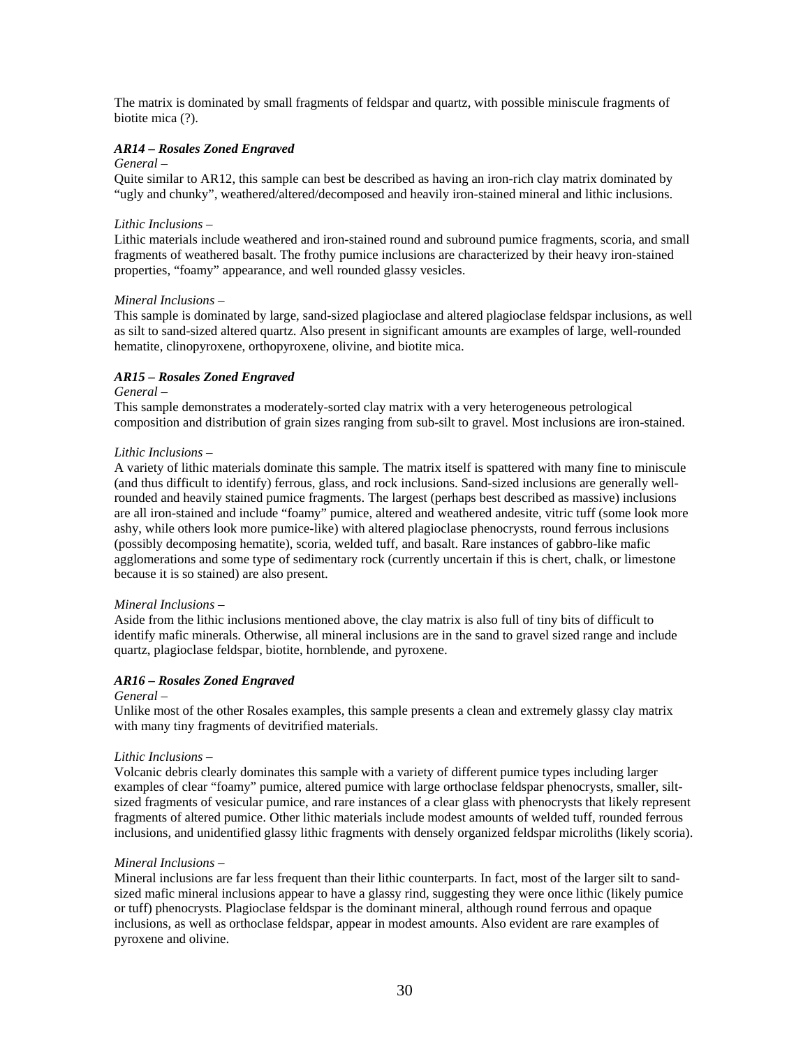The matrix is dominated by small fragments of feldspar and quartz, with possible miniscule fragments of biotite mica (?).

***AR14 – Rosales Zoned Engraved***

*General –*

Quite similar to AR12, this sample can best be described as having an iron-rich clay matrix dominated by "ugly and chunky", weathered/altered/decomposed and heavily iron-stained mineral and lithic inclusions.

*Lithic Inclusions –*

Lithic materials include weathered and iron-stained round and subround pumice fragments, scoria, and small fragments of weathered basalt. The frothy pumice inclusions are characterized by their heavy iron-stained properties, "foamy" appearance, and well rounded glassy vesicles.

*Mineral Inclusions –*

This sample is dominated by large, sand-sized plagioclase and altered plagioclase feldspar inclusions, as well as silt to sand-sized altered quartz. Also present in significant amounts are examples of large, well-rounded hematite, clinopyroxene, orthopyroxene, olivine, and biotite mica.

***AR15 – Rosales Zoned Engraved***

*General –*

This sample demonstrates a moderately-sorted clay matrix with a very heterogeneous petrological composition and distribution of grain sizes ranging from sub-silt to gravel. Most inclusions are iron-stained.

*Lithic Inclusions –*

A variety of lithic materials dominate this sample. The matrix itself is spattered with many fine to miniscule (and thus difficult to identify) ferrous, glass, and rock inclusions. Sand-sized inclusions are generally well-rounded and heavily stained pumice fragments. The largest (perhaps best described as massive) inclusions are all iron-stained and include "foamy" pumice, altered and weathered andesite, vitric tuff (some look more ashy, while others look more pumice-like) with altered plagioclase phenocrysts, round ferrous inclusions (possibly decomposing hematite), scoria, welded tuff, and basalt. Rare instances of gabbro-like mafic agglomerations and some type of sedimentary rock (currently uncertain if this is chert, chalk, or limestone because it is so stained) are also present.

*Mineral Inclusions –*

Aside from the lithic inclusions mentioned above, the clay matrix is also full of tiny bits of difficult to identify mafic minerals. Otherwise, all mineral inclusions are in the sand to gravel sized range and include quartz, plagioclase feldspar, biotite, hornblende, and pyroxene.

***AR16 – Rosales Zoned Engraved***

*General –*

Unlike most of the other Rosales examples, this sample presents a clean and extremely glassy clay matrix with many tiny fragments of devitrified materials.

*Lithic Inclusions –*

Volcanic debris clearly dominates this sample with a variety of different pumice types including larger examples of clear "foamy" pumice, altered pumice with large orthoclase feldspar phenocrysts, smaller, silt-sized fragments of vesicular pumice, and rare instances of a clear glass with phenocrysts that likely represent fragments of altered pumice. Other lithic materials include modest amounts of welded tuff, rounded ferrous inclusions, and unidentified glassy lithic fragments with densely organized feldspar microliths (likely scoria).

*Mineral Inclusions –*

Mineral inclusions are far less frequent than their lithic counterparts. In fact, most of the larger silt to sand-sized mafic mineral inclusions appear to have a glassy rind, suggesting they were once lithic (likely pumice or tuff) phenocrysts. Plagioclase feldspar is the dominant mineral, although round ferrous and opaque inclusions, as well as orthoclase feldspar, appear in modest amounts. Also evident are rare examples of pyroxene and olivine.